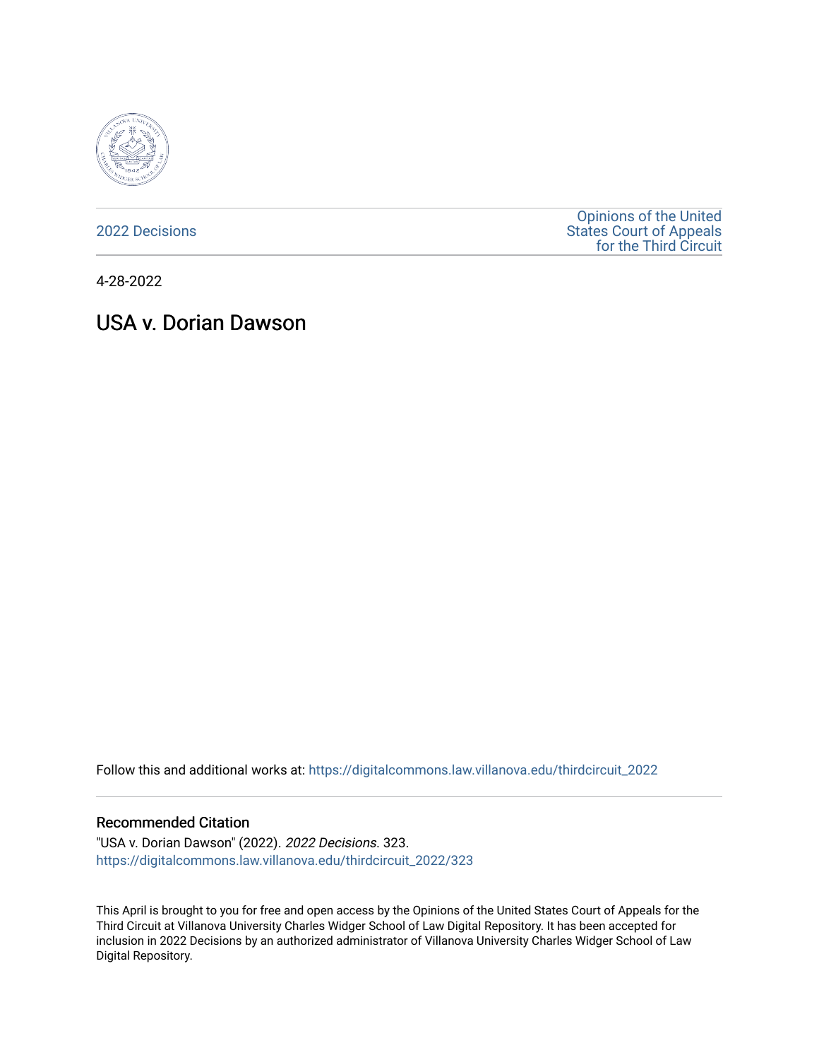2022 Decisions

Opinions of the United States Court of Appeals for the Third Circuit

4-28-2022

# USA v. Dorian Dawson

Follow this and additional works at: https://digitalcommons.law.villanova.edu/thirdcircuit_2022

## Recommended Citation

"USA v. Dorian Dawson" (2022). *2022 Decisions*. 323.
https://digitalcommons.law.villanova.edu/thirdcircuit_2022/323

This April is brought to you for free and open access by the Opinions of the United States Court of Appeals for the Third Circuit at Villanova University Charles Widger School of Law Digital Repository. It has been accepted for inclusion in 2022 Decisions by an authorized administrator of Villanova University Charles Widger School of Law Digital Repository.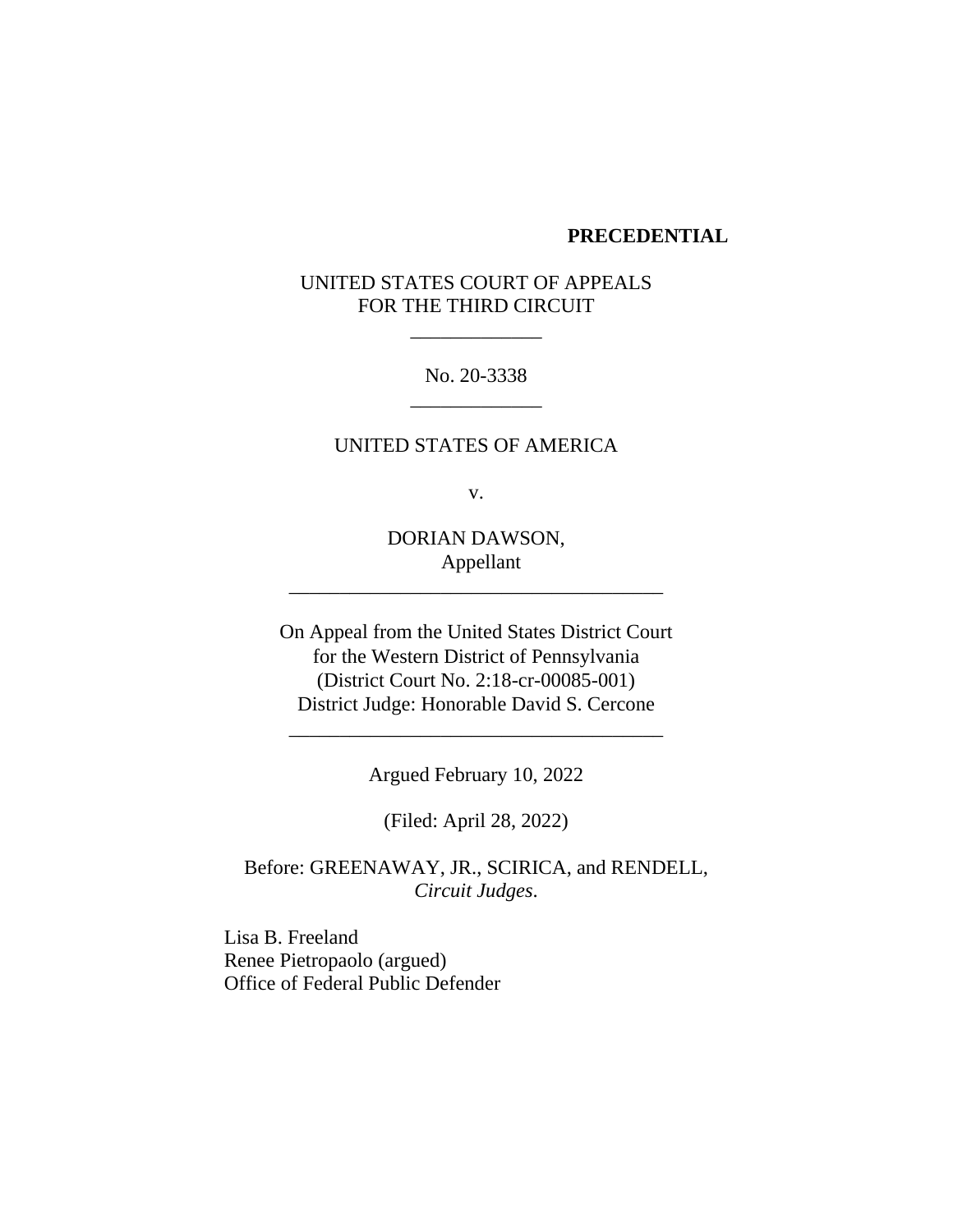**PRECEDENTIAL**

UNITED STATES COURT OF APPEALS
FOR THE THIRD CIRCUIT

\_\_\_\_\_\_\_\_\_\_\_\_\_

No. 20-3338

\_\_\_\_\_\_\_\_\_\_\_\_\_

UNITED STATES OF AMERICA

v.

DORIAN DAWSON,
Appellant

\_\_\_\_\_\_\_\_\_\_\_\_\_\_\_\_\_\_\_\_\_\_\_\_\_\_\_\_\_\_\_\_\_\_\_\_\_\_

On Appeal from the United States District Court
for the Western District of Pennsylvania
(District Court No. 2:18-cr-00085-001)
District Judge: Honorable David S. Cercone

\_\_\_\_\_\_\_\_\_\_\_\_\_\_\_\_\_\_\_\_\_\_\_\_\_\_\_\_\_\_\_\_\_\_\_\_\_\_

Argued February 10, 2022

(Filed: April 28, 2022)

Before: GREENAWAY, JR., SCIRICA, and RENDELL,
*Circuit Judges*.

Lisa B. Freeland
Renee Pietropaolo (argued)
Office of Federal Public Defender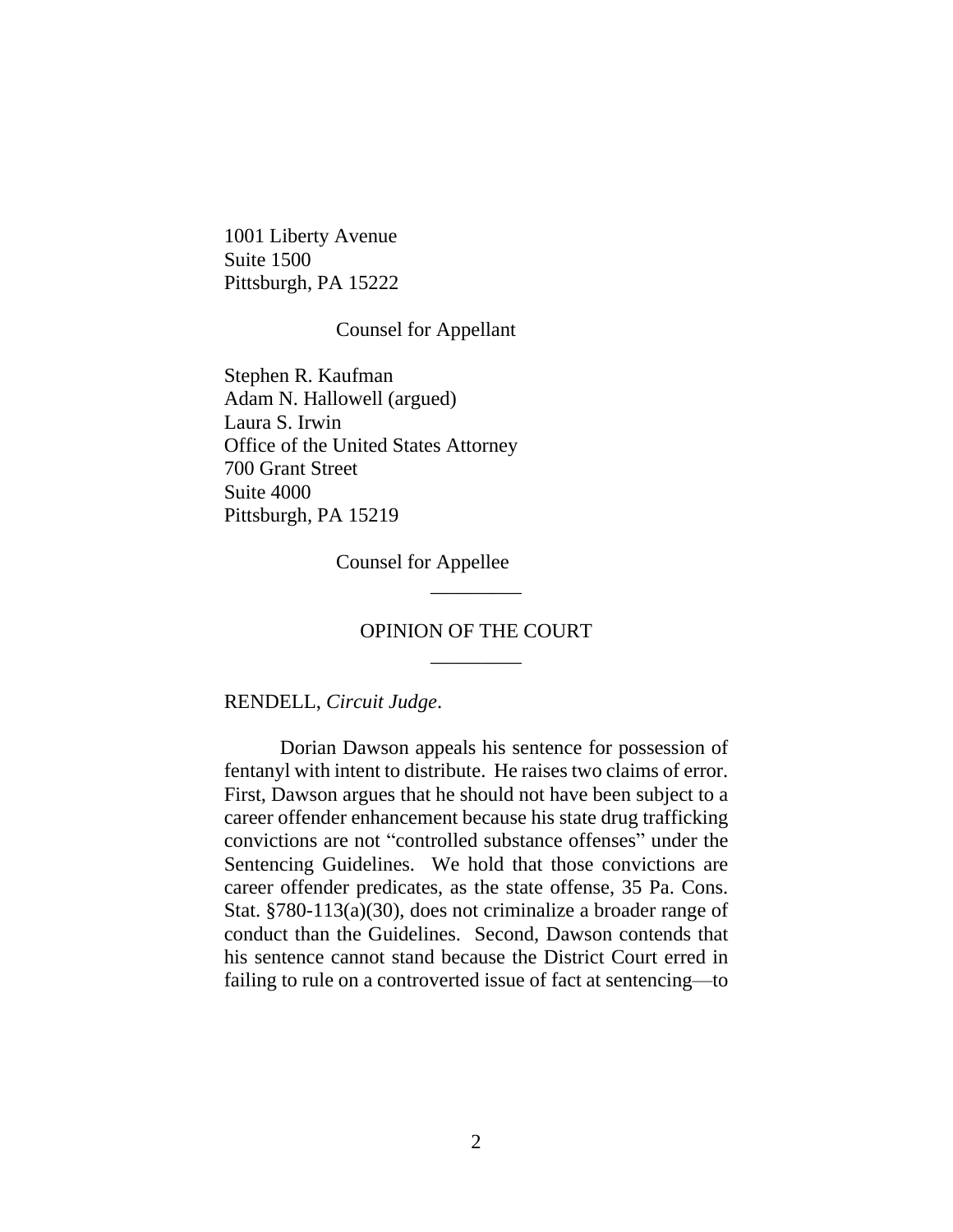1001 Liberty Avenue
Suite 1500
Pittsburgh, PA 15222

Counsel for Appellant

Stephen R. Kaufman
Adam N. Hallowell (argued)
Laura S. Irwin
Office of the United States Attorney
700 Grant Street
Suite 4000
Pittsburgh, PA 15219

Counsel for Appellee

---

OPINION OF THE COURT

---

RENDELL, *Circuit Judge*.

Dorian Dawson appeals his sentence for possession of fentanyl with intent to distribute. He raises two claims of error. First, Dawson argues that he should not have been subject to a career offender enhancement because his state drug trafficking convictions are not "controlled substance offenses" under the Sentencing Guidelines. We hold that those convictions are career offender predicates, as the state offense, 35 Pa. Cons. Stat. §780-113(a)(30), does not criminalize a broader range of conduct than the Guidelines. Second, Dawson contends that his sentence cannot stand because the District Court erred in failing to rule on a controverted issue of fact at sentencing—to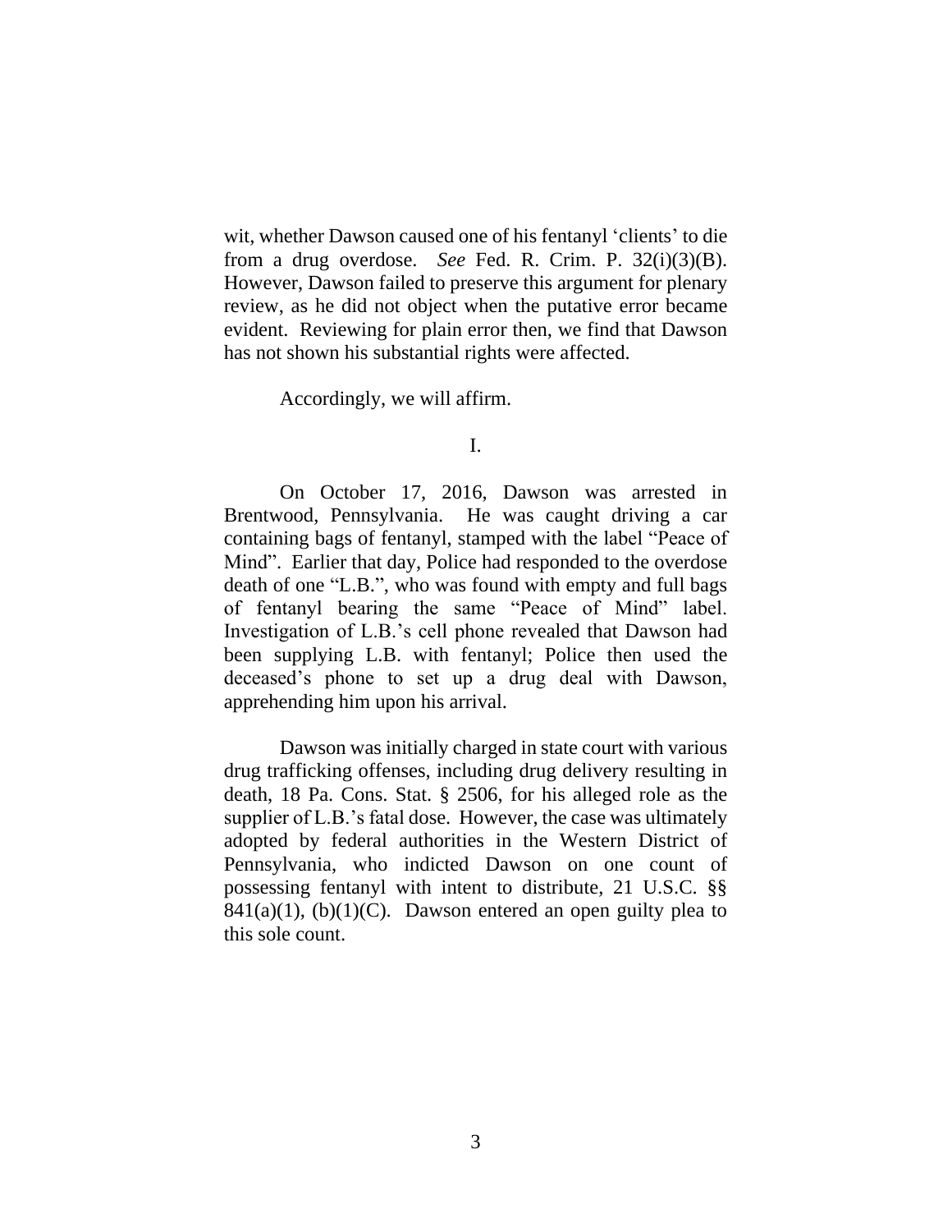wit, whether Dawson caused one of his fentanyl 'clients' to die from a drug overdose. *See* Fed. R. Crim. P. 32(i)(3)(B). However, Dawson failed to preserve this argument for plenary review, as he did not object when the putative error became evident. Reviewing for plain error then, we find that Dawson has not shown his substantial rights were affected.

Accordingly, we will affirm.

I.

On October 17, 2016, Dawson was arrested in Brentwood, Pennsylvania. He was caught driving a car containing bags of fentanyl, stamped with the label "Peace of Mind". Earlier that day, Police had responded to the overdose death of one "L.B.", who was found with empty and full bags of fentanyl bearing the same "Peace of Mind" label. Investigation of L.B.'s cell phone revealed that Dawson had been supplying L.B. with fentanyl; Police then used the deceased's phone to set up a drug deal with Dawson, apprehending him upon his arrival.

Dawson was initially charged in state court with various drug trafficking offenses, including drug delivery resulting in death, 18 Pa. Cons. Stat. § 2506, for his alleged role as the supplier of L.B.'s fatal dose. However, the case was ultimately adopted by federal authorities in the Western District of Pennsylvania, who indicted Dawson on one count of possessing fentanyl with intent to distribute, 21 U.S.C. §§ 841(a)(1), (b)(1)(C). Dawson entered an open guilty plea to this sole count.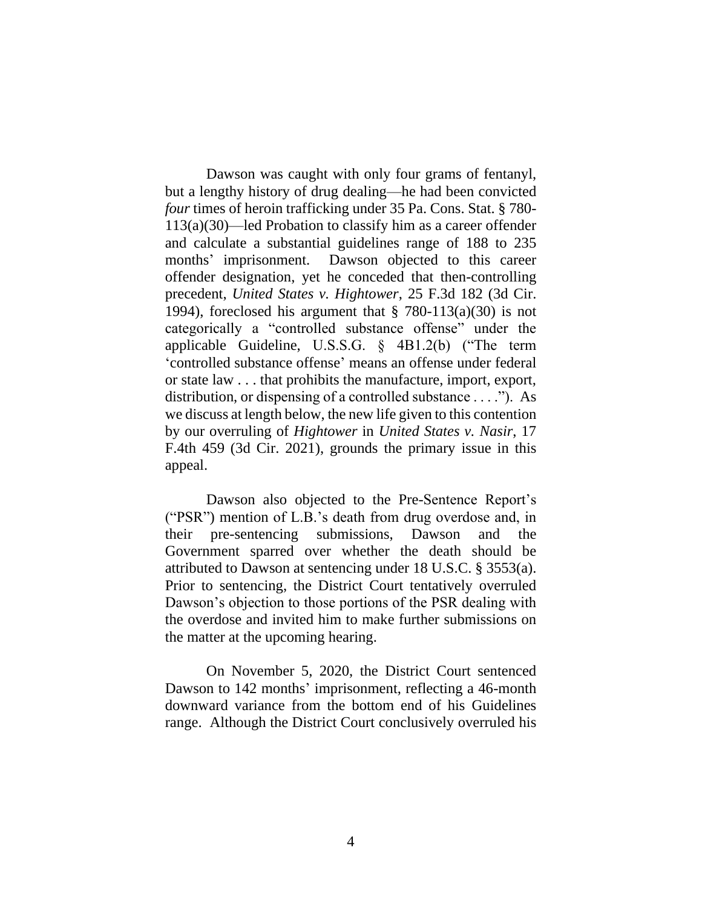Dawson was caught with only four grams of fentanyl, but a lengthy history of drug dealing—he had been convicted *four* times of heroin trafficking under 35 Pa. Cons. Stat. § 780-113(a)(30)—led Probation to classify him as a career offender and calculate a substantial guidelines range of 188 to 235 months' imprisonment. Dawson objected to this career offender designation, yet he conceded that then-controlling precedent, *United States v. Hightower*, 25 F.3d 182 (3d Cir. 1994), foreclosed his argument that § 780-113(a)(30) is not categorically a "controlled substance offense" under the applicable Guideline, U.S.S.G. § 4B1.2(b) ("The term 'controlled substance offense' means an offense under federal or state law . . . that prohibits the manufacture, import, export, distribution, or dispensing of a controlled substance . . . ."). As we discuss at length below, the new life given to this contention by our overruling of *Hightower* in *United States v. Nasir*, 17 F.4th 459 (3d Cir. 2021), grounds the primary issue in this appeal.

Dawson also objected to the Pre-Sentence Report's ("PSR") mention of L.B.'s death from drug overdose and, in their pre-sentencing submissions, Dawson and the Government sparred over whether the death should be attributed to Dawson at sentencing under 18 U.S.C. § 3553(a). Prior to sentencing, the District Court tentatively overruled Dawson's objection to those portions of the PSR dealing with the overdose and invited him to make further submissions on the matter at the upcoming hearing.

On November 5, 2020, the District Court sentenced Dawson to 142 months' imprisonment, reflecting a 46-month downward variance from the bottom end of his Guidelines range. Although the District Court conclusively overruled his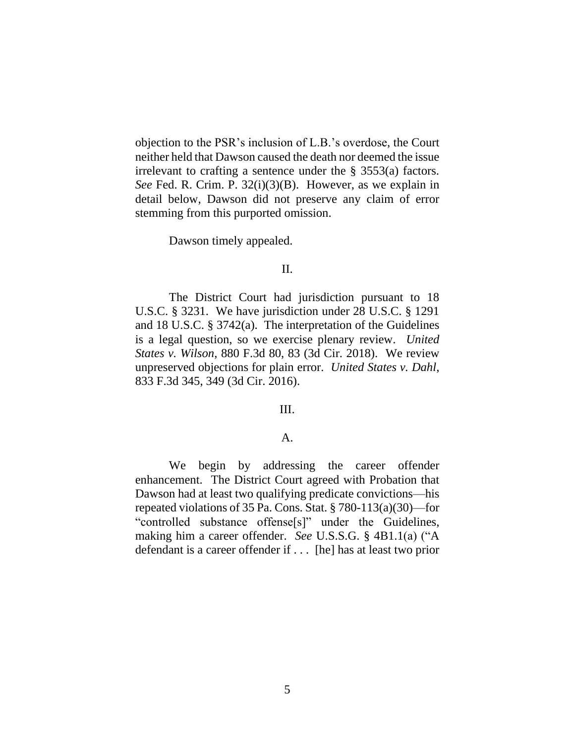objection to the PSR's inclusion of L.B.'s overdose, the Court neither held that Dawson caused the death nor deemed the issue irrelevant to crafting a sentence under the § 3553(a) factors. *See* Fed. R. Crim. P. 32(i)(3)(B). However, as we explain in detail below, Dawson did not preserve any claim of error stemming from this purported omission.

Dawson timely appealed.

## II.

The District Court had jurisdiction pursuant to 18 U.S.C. § 3231. We have jurisdiction under 28 U.S.C. § 1291 and 18 U.S.C. § 3742(a). The interpretation of the Guidelines is a legal question, so we exercise plenary review. *United States v. Wilson*, 880 F.3d 80, 83 (3d Cir. 2018). We review unpreserved objections for plain error. *United States v. Dahl*, 833 F.3d 345, 349 (3d Cir. 2016).

## III.

### A.

We begin by addressing the career offender enhancement. The District Court agreed with Probation that Dawson had at least two qualifying predicate convictions—his repeated violations of 35 Pa. Cons. Stat. § 780-113(a)(30)—for "controlled substance offense[s]" under the Guidelines, making him a career offender. *See* U.S.S.G. § 4B1.1(a) ("A defendant is a career offender if . . . [he] has at least two prior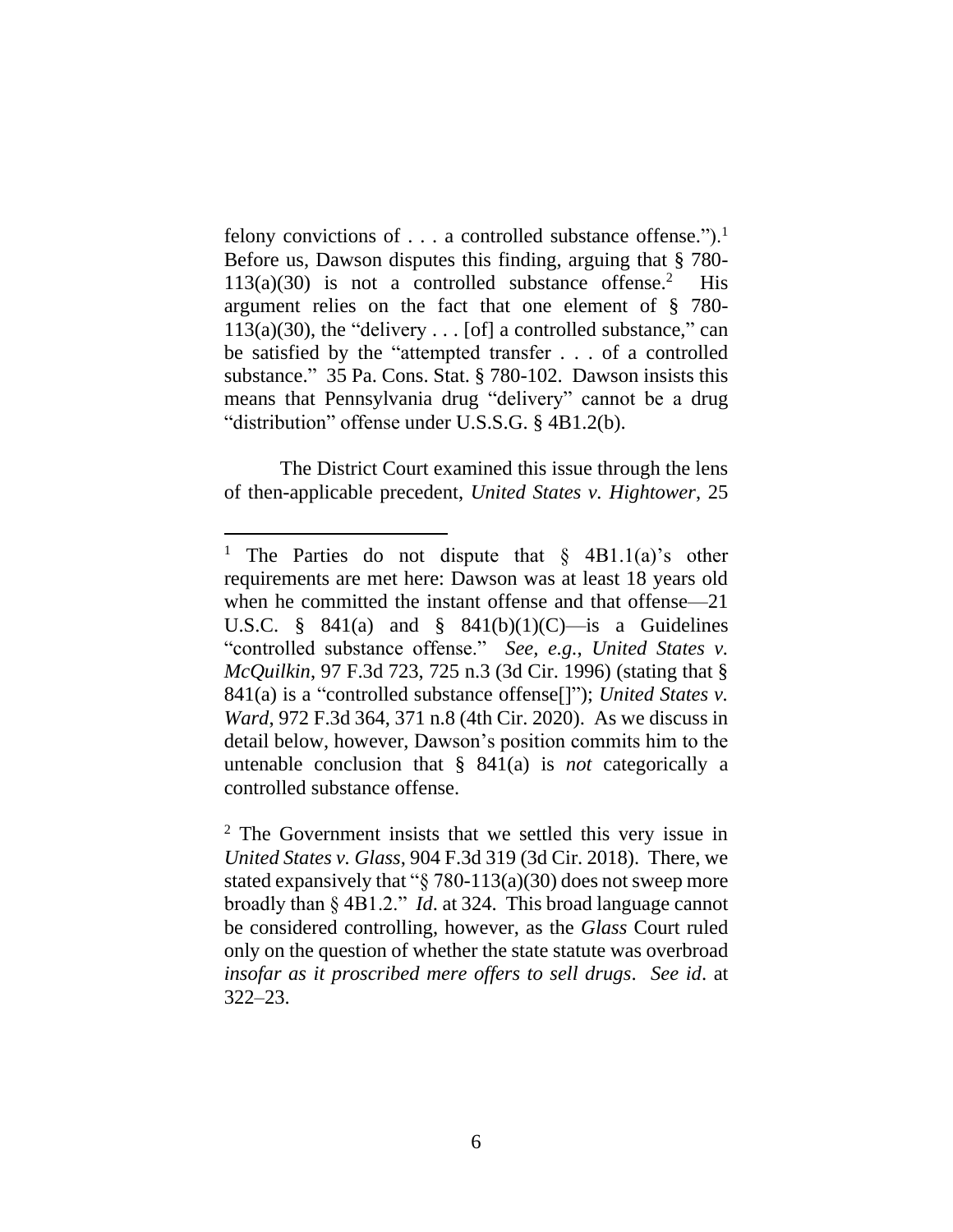felony convictions of . . . a controlled substance offense.").[1] Before us, Dawson disputes this finding, arguing that § 780-113(a)(30) is not a controlled substance offense.[2] His argument relies on the fact that one element of § 780-113(a)(30), the "delivery . . . [of] a controlled substance," can be satisfied by the "attempted transfer . . . of a controlled substance." 35 Pa. Cons. Stat. § 780-102. Dawson insists this means that Pennsylvania drug "delivery" cannot be a drug "distribution" offense under U.S.S.G. § 4B1.2(b).

The District Court examined this issue through the lens of then-applicable precedent, *United States v. Hightower*, 25

---

[1] The Parties do not dispute that § 4B1.1(a)'s other requirements are met here: Dawson was at least 18 years old when he committed the instant offense and that offense—21 U.S.C. § 841(a) and § 841(b)(1)(C)—is a Guidelines "controlled substance offense." *See, e.g.*, *United States v. McQuilkin*, 97 F.3d 723, 725 n.3 (3d Cir. 1996) (stating that § 841(a) is a "controlled substance offense[]"); *United States v. Ward*, 972 F.3d 364, 371 n.8 (4th Cir. 2020). As we discuss in detail below, however, Dawson's position commits him to the untenable conclusion that § 841(a) is *not* categorically a controlled substance offense.

[2] The Government insists that we settled this very issue in *United States v. Glass*, 904 F.3d 319 (3d Cir. 2018). There, we stated expansively that "§ 780-113(a)(30) does not sweep more broadly than § 4B1.2." *Id*. at 324. This broad language cannot be considered controlling, however, as the *Glass* Court ruled only on the question of whether the state statute was overbroad *insofar as it proscribed mere offers to sell drugs*. *See id*. at 322–23.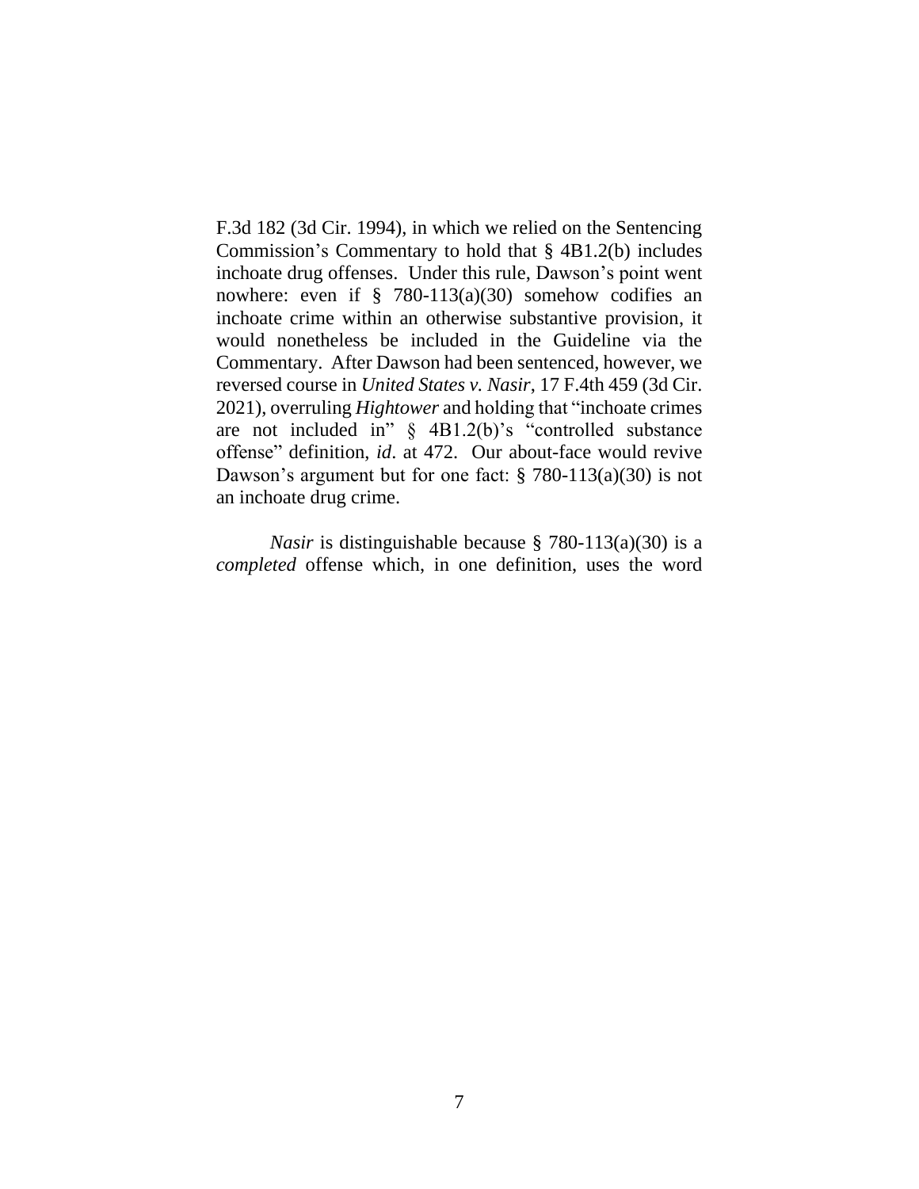F.3d 182 (3d Cir. 1994), in which we relied on the Sentencing Commission's Commentary to hold that § 4B1.2(b) includes inchoate drug offenses. Under this rule, Dawson's point went nowhere: even if § 780-113(a)(30) somehow codifies an inchoate crime within an otherwise substantive provision, it would nonetheless be included in the Guideline via the Commentary. After Dawson had been sentenced, however, we reversed course in *United States v. Nasir*, 17 F.4th 459 (3d Cir. 2021), overruling *Hightower* and holding that "inchoate crimes are not included in" § 4B1.2(b)'s "controlled substance offense" definition, *id*. at 472. Our about-face would revive Dawson's argument but for one fact: § 780-113(a)(30) is not an inchoate drug crime.

*Nasir* is distinguishable because § 780-113(a)(30) is a *completed* offense which, in one definition, uses the word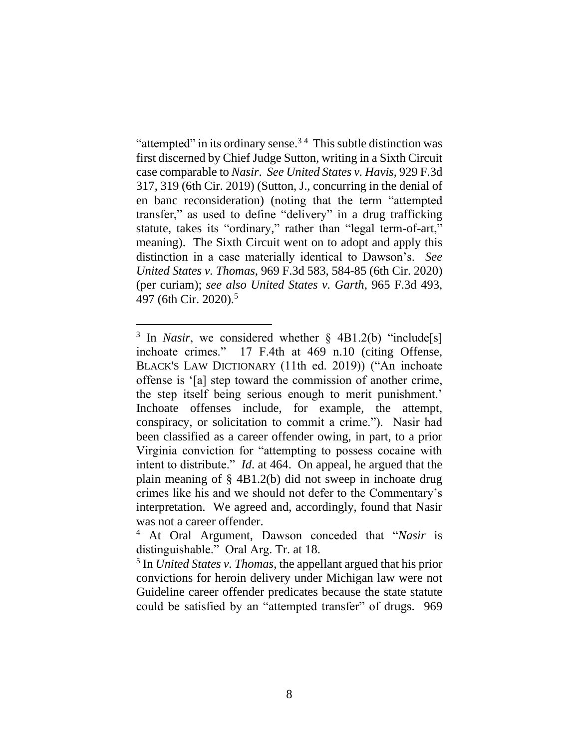"attempted" in its ordinary sense.[3] [4] This subtle distinction was first discerned by Chief Judge Sutton, writing in a Sixth Circuit case comparable to *Nasir*. *See United States v. Havis*, 929 F.3d 317, 319 (6th Cir. 2019) (Sutton, J., concurring in the denial of en banc reconsideration) (noting that the term "attempted transfer," as used to define "delivery" in a drug trafficking statute, takes its "ordinary," rather than "legal term-of-art," meaning). The Sixth Circuit went on to adopt and apply this distinction in a case materially identical to Dawson's. *See United States v. Thomas*, 969 F.3d 583, 584-85 (6th Cir. 2020) (per curiam); *see also United States v. Garth*, 965 F.3d 493, 497 (6th Cir. 2020).[5]

---

[3] In *Nasir*, we considered whether § 4B1.2(b) "include[s] inchoate crimes." 17 F.4th at 469 n.10 (citing Offense, BLACK'S LAW DICTIONARY (11th ed. 2019)) ("An inchoate offense is '[a] step toward the commission of another crime, the step itself being serious enough to merit punishment.' Inchoate offenses include, for example, the attempt, conspiracy, or solicitation to commit a crime."). Nasir had been classified as a career offender owing, in part, to a prior Virginia conviction for "attempting to possess cocaine with intent to distribute." *Id*. at 464. On appeal, he argued that the plain meaning of § 4B1.2(b) did not sweep in inchoate drug crimes like his and we should not defer to the Commentary's interpretation. We agreed and, accordingly, found that Nasir was not a career offender.

[4] At Oral Argument, Dawson conceded that "*Nasir* is distinguishable." Oral Arg. Tr. at 18.

[5] In *United States v. Thomas*, the appellant argued that his prior convictions for heroin delivery under Michigan law were not Guideline career offender predicates because the state statute could be satisfied by an "attempted transfer" of drugs. 969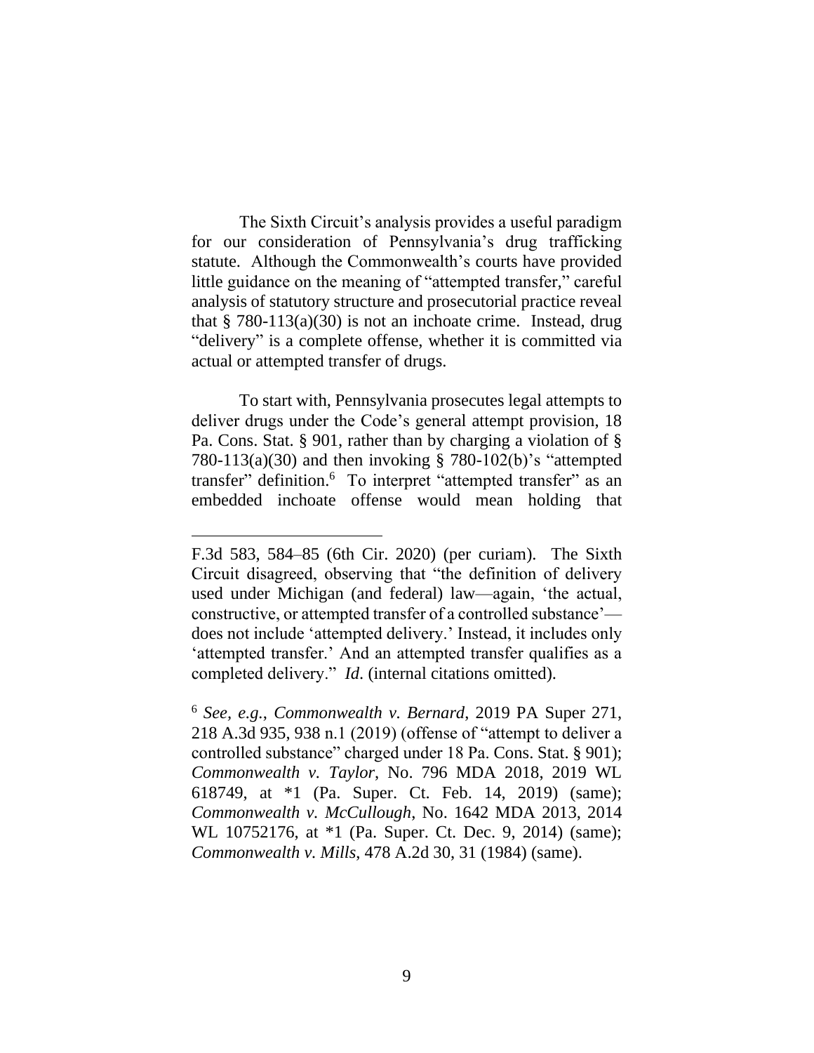The Sixth Circuit's analysis provides a useful paradigm for our consideration of Pennsylvania's drug trafficking statute. Although the Commonwealth's courts have provided little guidance on the meaning of "attempted transfer," careful analysis of statutory structure and prosecutorial practice reveal that § 780-113(a)(30) is not an inchoate crime. Instead, drug "delivery" is a complete offense, whether it is committed via actual or attempted transfer of drugs.

To start with, Pennsylvania prosecutes legal attempts to deliver drugs under the Code's general attempt provision, 18 Pa. Cons. Stat. § 901, rather than by charging a violation of § 780-113(a)(30) and then invoking § 780-102(b)'s "attempted transfer" definition.[6] To interpret "attempted transfer" as an embedded inchoate offense would mean holding that

---

F.3d 583, 584–85 (6th Cir. 2020) (per curiam). The Sixth Circuit disagreed, observing that "the definition of delivery used under Michigan (and federal) law—again, 'the actual, constructive, or attempted transfer of a controlled substance'—does not include 'attempted delivery.' Instead, it includes only 'attempted transfer.' And an attempted transfer qualifies as a completed delivery." *Id*. (internal citations omitted).

[6] *See, e.g.*, *Commonwealth v. Bernard*, 2019 PA Super 271, 218 A.3d 935, 938 n.1 (2019) (offense of "attempt to deliver a controlled substance" charged under 18 Pa. Cons. Stat. § 901); *Commonwealth v. Taylor*, No. 796 MDA 2018, 2019 WL 618749, at *1 (Pa. Super. Ct. Feb. 14, 2019) (same); *Commonwealth v. McCullough*, No. 1642 MDA 2013, 2014 WL 10752176, at *1 (Pa. Super. Ct. Dec. 9, 2014) (same); *Commonwealth v. Mills*, 478 A.2d 30, 31 (1984) (same).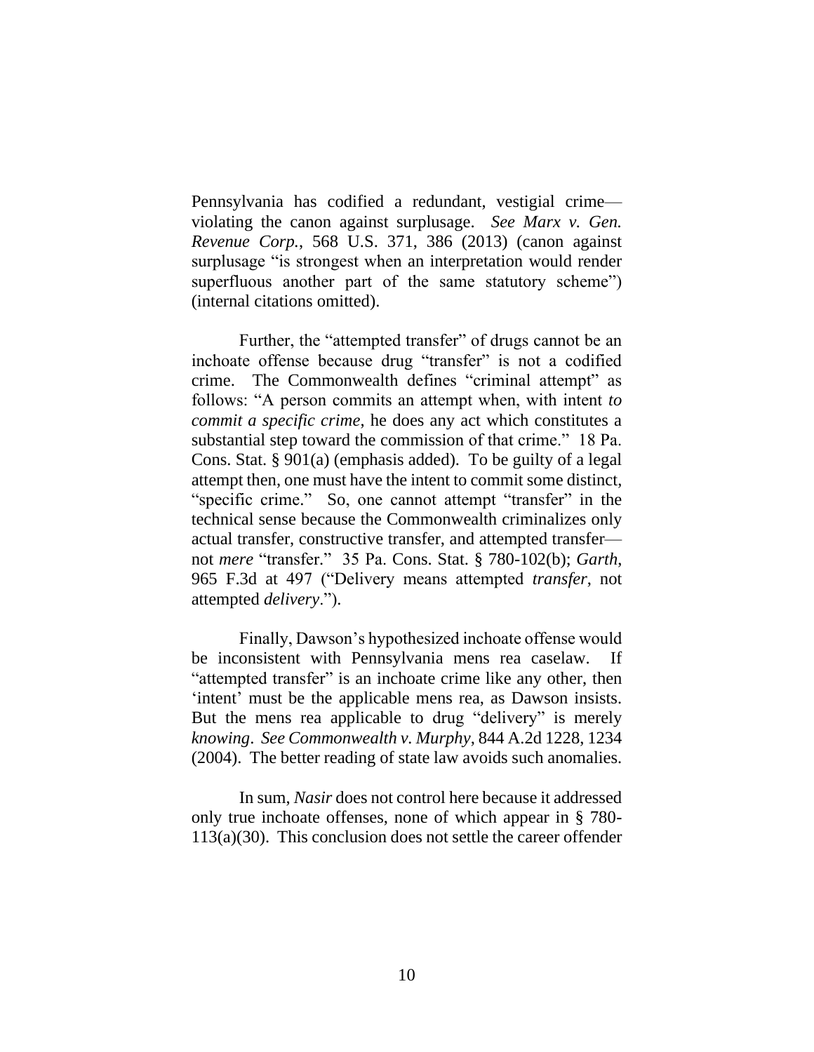Pennsylvania has codified a redundant, vestigial crime—violating the canon against surplusage. *See Marx v. Gen. Revenue Corp.*, 568 U.S. 371, 386 (2013) (canon against surplusage "is strongest when an interpretation would render superfluous another part of the same statutory scheme") (internal citations omitted).

Further, the "attempted transfer" of drugs cannot be an inchoate offense because drug "transfer" is not a codified crime. The Commonwealth defines "criminal attempt" as follows: "A person commits an attempt when, with intent *to commit a specific crime*, he does any act which constitutes a substantial step toward the commission of that crime." 18 Pa. Cons. Stat. § 901(a) (emphasis added). To be guilty of a legal attempt then, one must have the intent to commit some distinct, "specific crime." So, one cannot attempt "transfer" in the technical sense because the Commonwealth criminalizes only actual transfer, constructive transfer, and attempted transfer—not *mere* "transfer." 35 Pa. Cons. Stat. § 780-102(b); *Garth*, 965 F.3d at 497 ("Delivery means attempted *transfer*, not attempted *delivery*.").

Finally, Dawson's hypothesized inchoate offense would be inconsistent with Pennsylvania mens rea caselaw. If "attempted transfer" is an inchoate crime like any other, then 'intent' must be the applicable mens rea, as Dawson insists. But the mens rea applicable to drug "delivery" is merely *knowing*. *See Commonwealth v. Murphy*, 844 A.2d 1228, 1234 (2004). The better reading of state law avoids such anomalies.

In sum, *Nasir* does not control here because it addressed only true inchoate offenses, none of which appear in § 780-113(a)(30). This conclusion does not settle the career offender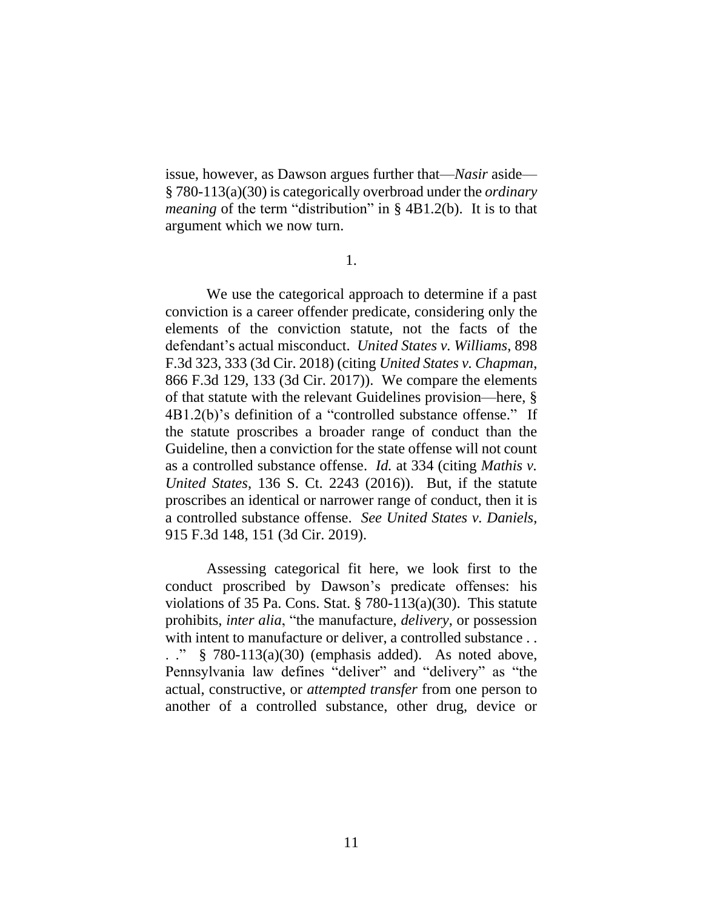issue, however, as Dawson argues further that—*Nasir* aside—§ 780-113(a)(30) is categorically overbroad under the *ordinary meaning* of the term "distribution" in § 4B1.2(b). It is to that argument which we now turn.

1.

We use the categorical approach to determine if a past conviction is a career offender predicate, considering only the elements of the conviction statute, not the facts of the defendant's actual misconduct. *United States v. Williams*, 898 F.3d 323, 333 (3d Cir. 2018) (citing *United States v. Chapman*, 866 F.3d 129, 133 (3d Cir. 2017)). We compare the elements of that statute with the relevant Guidelines provision—here, § 4B1.2(b)'s definition of a "controlled substance offense." If the statute proscribes a broader range of conduct than the Guideline, then a conviction for the state offense will not count as a controlled substance offense. *Id.* at 334 (citing *Mathis v. United States*, 136 S. Ct. 2243 (2016)). But, if the statute proscribes an identical or narrower range of conduct, then it is a controlled substance offense. *See United States v. Daniels*, 915 F.3d 148, 151 (3d Cir. 2019).

Assessing categorical fit here, we look first to the conduct proscribed by Dawson's predicate offenses: his violations of 35 Pa. Cons. Stat. § 780-113(a)(30). This statute prohibits, *inter alia*, "the manufacture, *delivery*, or possession with intent to manufacture or deliver, a controlled substance . . . ." § 780-113(a)(30) (emphasis added). As noted above, Pennsylvania law defines "deliver" and "delivery" as "the actual, constructive, or *attempted transfer* from one person to another of a controlled substance, other drug, device or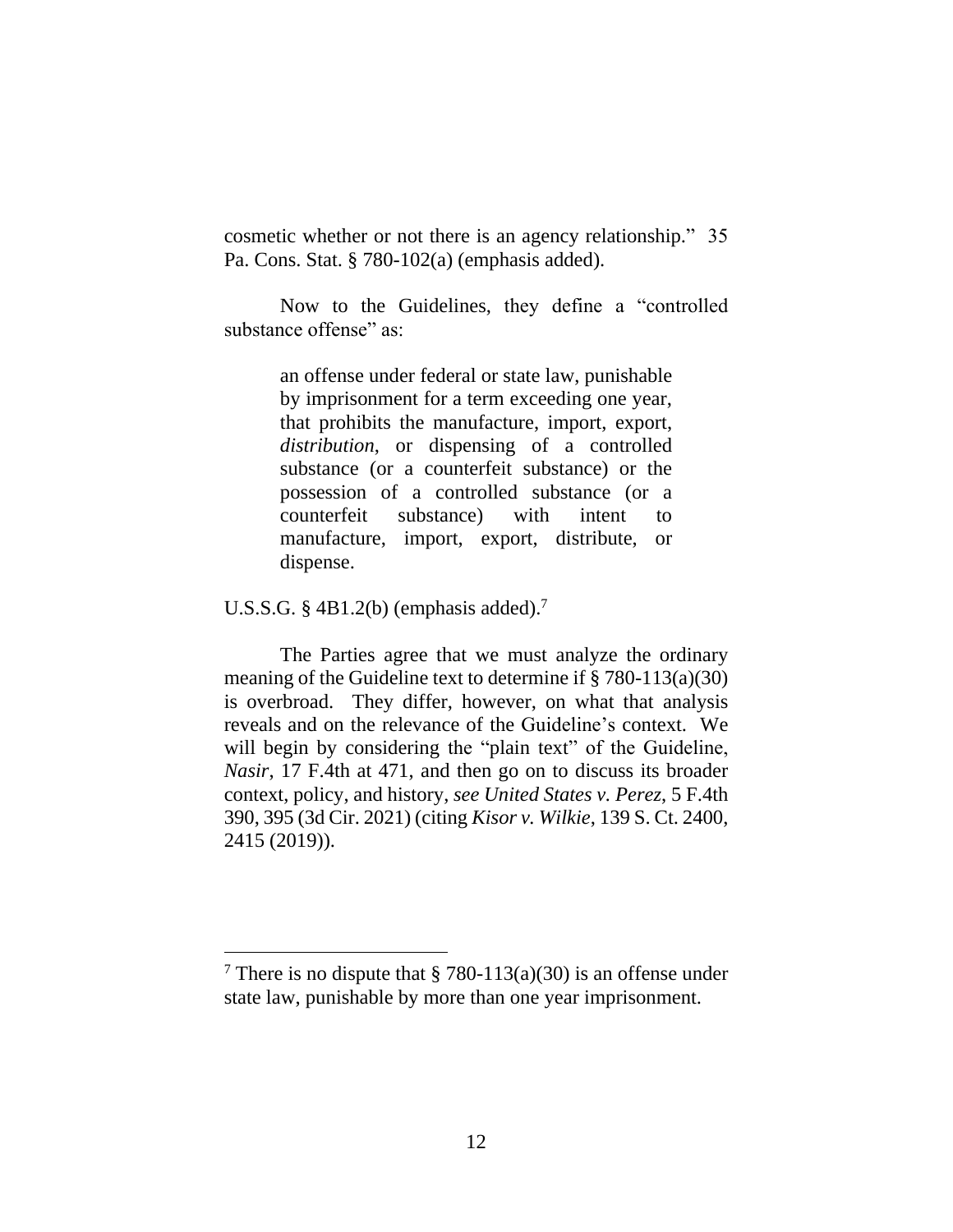cosmetic whether or not there is an agency relationship." 35 Pa. Cons. Stat. § 780-102(a) (emphasis added).

Now to the Guidelines, they define a "controlled substance offense" as:

> an offense under federal or state law, punishable by imprisonment for a term exceeding one year, that prohibits the manufacture, import, export, *distribution*, or dispensing of a controlled substance (or a counterfeit substance) or the possession of a controlled substance (or a counterfeit substance) with intent to manufacture, import, export, distribute, or dispense.

U.S.S.G. § 4B1.2(b) (emphasis added).[7]

The Parties agree that we must analyze the ordinary meaning of the Guideline text to determine if § 780-113(a)(30) is overbroad. They differ, however, on what that analysis reveals and on the relevance of the Guideline's context. We will begin by considering the "plain text" of the Guideline, *Nasir*, 17 F.4th at 471, and then go on to discuss its broader context, policy, and history, *see United States v. Perez*, 5 F.4th 390, 395 (3d Cir. 2021) (citing *Kisor v. Wilkie*, 139 S. Ct. 2400, 2415 (2019)).

---

[7] There is no dispute that § 780-113(a)(30) is an offense under state law, punishable by more than one year imprisonment.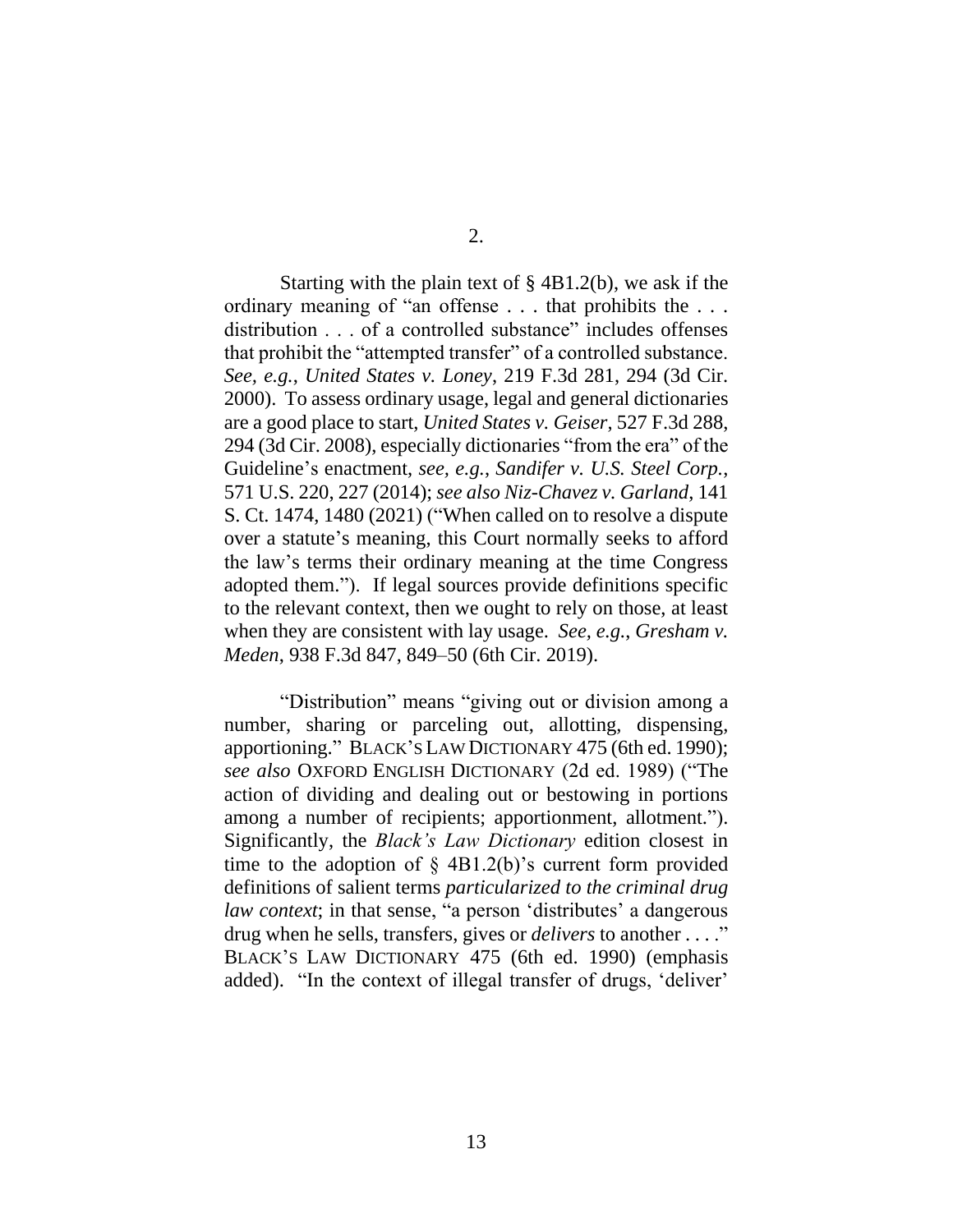2.

Starting with the plain text of § 4B1.2(b), we ask if the ordinary meaning of "an offense . . . that prohibits the . . . distribution . . . of a controlled substance" includes offenses that prohibit the "attempted transfer" of a controlled substance. *See, e.g.*, *United States v. Loney*, 219 F.3d 281, 294 (3d Cir. 2000). To assess ordinary usage, legal and general dictionaries are a good place to start, *United States v. Geiser*, 527 F.3d 288, 294 (3d Cir. 2008), especially dictionaries "from the era" of the Guideline's enactment, *see, e.g.*, *Sandifer v. U.S. Steel Corp.*, 571 U.S. 220, 227 (2014); *see also Niz-Chavez v. Garland*, 141 S. Ct. 1474, 1480 (2021) ("When called on to resolve a dispute over a statute's meaning, this Court normally seeks to afford the law's terms their ordinary meaning at the time Congress adopted them."). If legal sources provide definitions specific to the relevant context, then we ought to rely on those, at least when they are consistent with lay usage. *See, e.g.*, *Gresham v. Meden*, 938 F.3d 847, 849–50 (6th Cir. 2019).

"Distribution" means "giving out or division among a number, sharing or parceling out, allotting, dispensing, apportioning." BLACK'S LAW DICTIONARY 475 (6th ed. 1990); *see also* OXFORD ENGLISH DICTIONARY (2d ed. 1989) ("The action of dividing and dealing out or bestowing in portions among a number of recipients; apportionment, allotment."). Significantly, the *Black's Law Dictionary* edition closest in time to the adoption of § 4B1.2(b)'s current form provided definitions of salient terms *particularized to the criminal drug law context*; in that sense, "a person 'distributes' a dangerous drug when he sells, transfers, gives or *delivers* to another . . . ." BLACK'S LAW DICTIONARY 475 (6th ed. 1990) (emphasis added). "In the context of illegal transfer of drugs, 'deliver'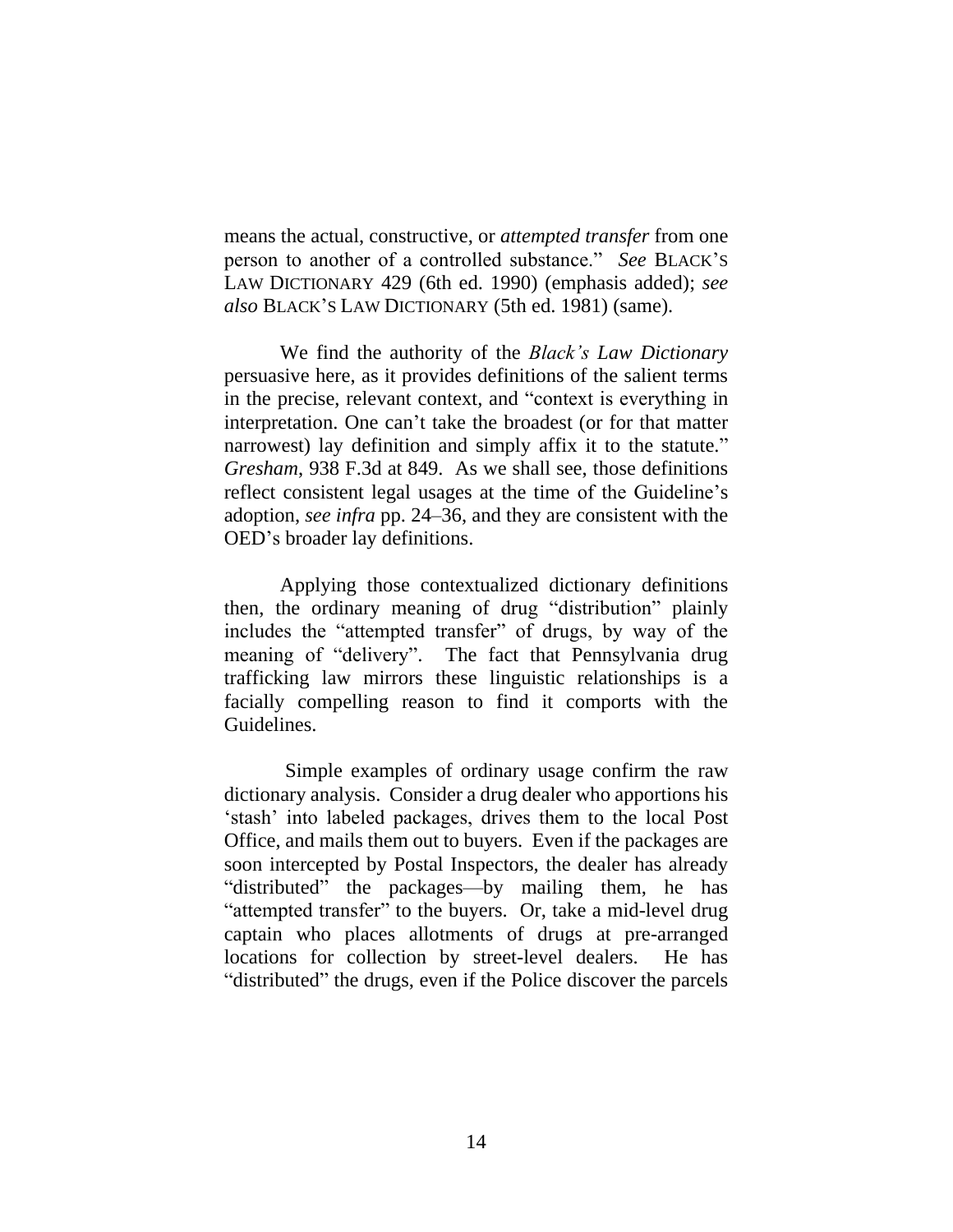means the actual, constructive, or *attempted transfer* from one person to another of a controlled substance." *See* BLACK'S LAW DICTIONARY 429 (6th ed. 1990) (emphasis added); *see also* BLACK'S LAW DICTIONARY (5th ed. 1981) (same).

We find the authority of the *Black's Law Dictionary* persuasive here, as it provides definitions of the salient terms in the precise, relevant context, and "context is everything in interpretation. One can't take the broadest (or for that matter narrowest) lay definition and simply affix it to the statute." *Gresham*, 938 F.3d at 849. As we shall see, those definitions reflect consistent legal usages at the time of the Guideline's adoption, *see infra* pp. 24–36, and they are consistent with the OED's broader lay definitions.

Applying those contextualized dictionary definitions then, the ordinary meaning of drug "distribution" plainly includes the "attempted transfer" of drugs, by way of the meaning of "delivery". The fact that Pennsylvania drug trafficking law mirrors these linguistic relationships is a facially compelling reason to find it comports with the Guidelines.

Simple examples of ordinary usage confirm the raw dictionary analysis. Consider a drug dealer who apportions his 'stash' into labeled packages, drives them to the local Post Office, and mails them out to buyers. Even if the packages are soon intercepted by Postal Inspectors, the dealer has already "distributed" the packages—by mailing them, he has "attempted transfer" to the buyers. Or, take a mid-level drug captain who places allotments of drugs at pre-arranged locations for collection by street-level dealers. He has "distributed" the drugs, even if the Police discover the parcels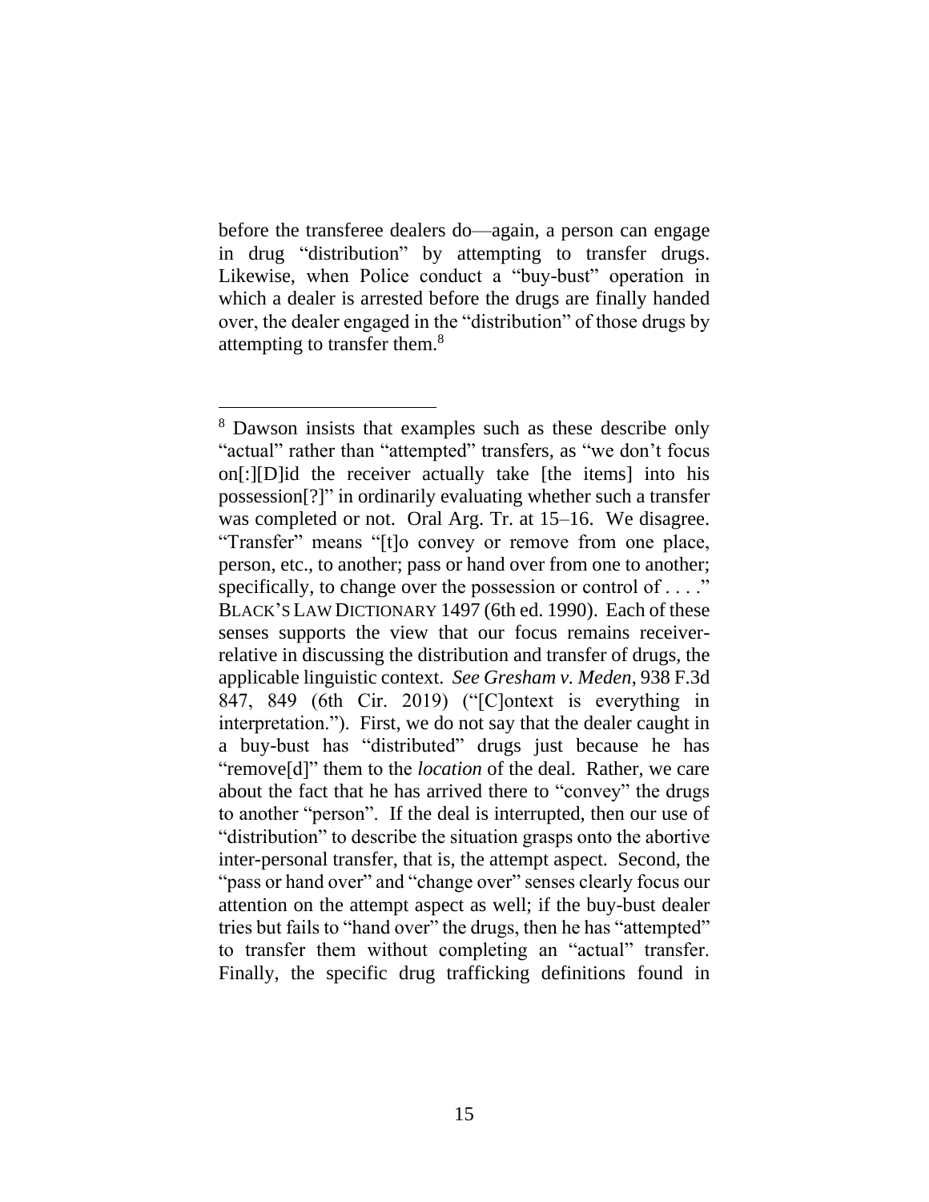before the transferee dealers do—again, a person can engage in drug "distribution" by attempting to transfer drugs. Likewise, when Police conduct a "buy-bust" operation in which a dealer is arrested before the drugs are finally handed over, the dealer engaged in the "distribution" of those drugs by attempting to transfer them.[8]

---

[8] Dawson insists that examples such as these describe only "actual" rather than "attempted" transfers, as "we don't focus on[:][D]id the receiver actually take [the items] into his possession[?]" in ordinarily evaluating whether such a transfer was completed or not. Oral Arg. Tr. at 15–16. We disagree. "Transfer" means "[t]o convey or remove from one place, person, etc., to another; pass or hand over from one to another; specifically, to change over the possession or control of . . . ." BLACK'S LAW DICTIONARY 1497 (6th ed. 1990). Each of these senses supports the view that our focus remains receiver-relative in discussing the distribution and transfer of drugs, the applicable linguistic context. *See Gresham v. Meden*, 938 F.3d 847, 849 (6th Cir. 2019) ("[C]ontext is everything in interpretation."). First, we do not say that the dealer caught in a buy-bust has "distributed" drugs just because he has "remove[d]" them to the *location* of the deal. Rather, we care about the fact that he has arrived there to "convey" the drugs to another "person". If the deal is interrupted, then our use of "distribution" to describe the situation grasps onto the abortive inter-personal transfer, that is, the attempt aspect. Second, the "pass or hand over" and "change over" senses clearly focus our attention on the attempt aspect as well; if the buy-bust dealer tries but fails to "hand over" the drugs, then he has "attempted" to transfer them without completing an "actual" transfer. Finally, the specific drug trafficking definitions found in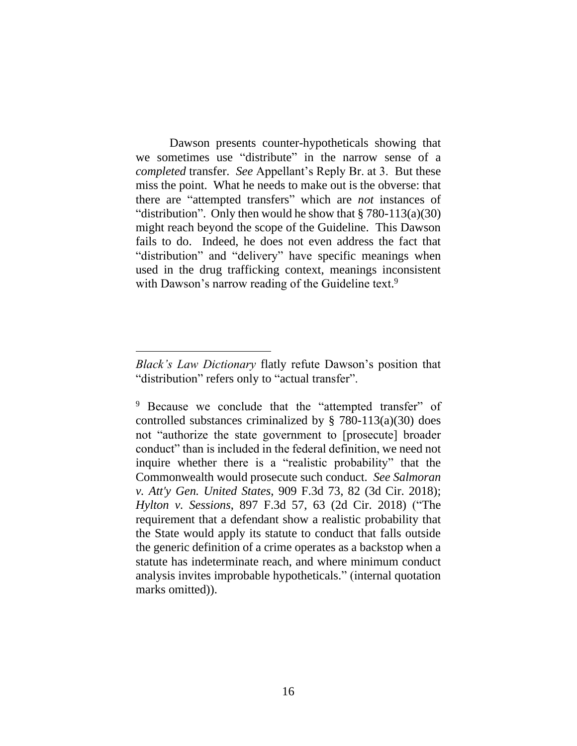Dawson presents counter-hypotheticals showing that we sometimes use "distribute" in the narrow sense of a *completed* transfer. *See* Appellant's Reply Br. at 3. But these miss the point. What he needs to make out is the obverse: that there are "attempted transfers" which are *not* instances of "distribution". Only then would he show that § 780-113(a)(30) might reach beyond the scope of the Guideline. This Dawson fails to do. Indeed, he does not even address the fact that "distribution" and "delivery" have specific meanings when used in the drug trafficking context, meanings inconsistent with Dawson's narrow reading of the Guideline text.[9]

---

*Black's Law Dictionary* flatly refute Dawson's position that "distribution" refers only to "actual transfer".

[9] Because we conclude that the "attempted transfer" of controlled substances criminalized by § 780-113(a)(30) does not "authorize the state government to [prosecute] broader conduct" than is included in the federal definition, we need not inquire whether there is a "realistic probability" that the Commonwealth would prosecute such conduct. *See Salmoran v. Att'y Gen. United States*, 909 F.3d 73, 82 (3d Cir. 2018); *Hylton v. Sessions*, 897 F.3d 57, 63 (2d Cir. 2018) ("The requirement that a defendant show a realistic probability that the State would apply its statute to conduct that falls outside the generic definition of a crime operates as a backstop when a statute has indeterminate reach, and where minimum conduct analysis invites improbable hypotheticals." (internal quotation marks omitted)).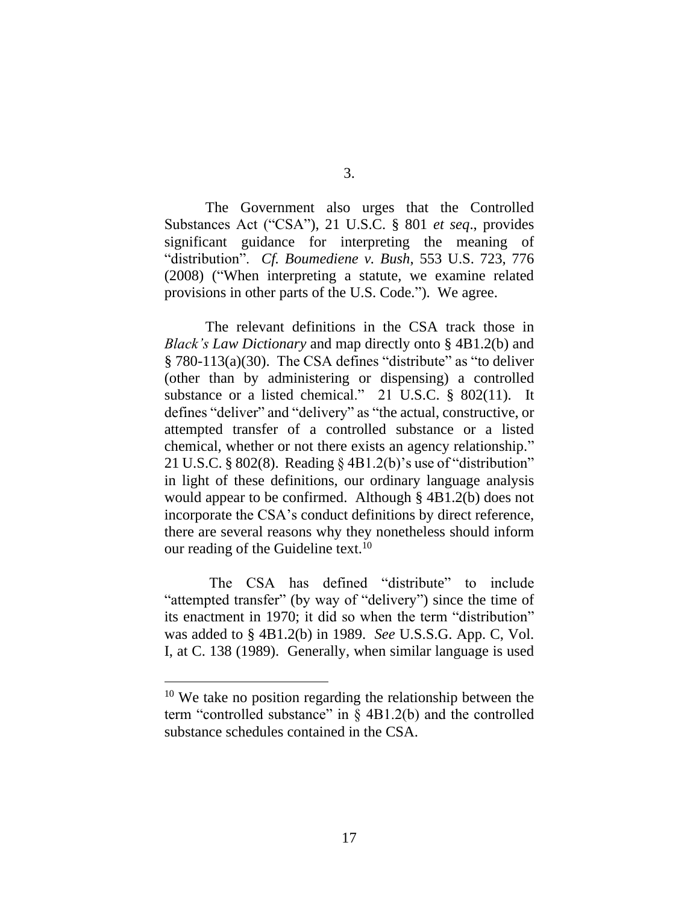3.

The Government also urges that the Controlled Substances Act ("CSA"), 21 U.S.C. § 801 *et seq*., provides significant guidance for interpreting the meaning of "distribution". *Cf. Boumediene v. Bush*, 553 U.S. 723, 776 (2008) ("When interpreting a statute, we examine related provisions in other parts of the U.S. Code."). We agree.

The relevant definitions in the CSA track those in *Black's Law Dictionary* and map directly onto § 4B1.2(b) and § 780-113(a)(30). The CSA defines "distribute" as "to deliver (other than by administering or dispensing) a controlled substance or a listed chemical." 21 U.S.C. § 802(11). It defines "deliver" and "delivery" as "the actual, constructive, or attempted transfer of a controlled substance or a listed chemical, whether or not there exists an agency relationship." 21 U.S.C. § 802(8). Reading § 4B1.2(b)'s use of "distribution" in light of these definitions, our ordinary language analysis would appear to be confirmed. Although § 4B1.2(b) does not incorporate the CSA's conduct definitions by direct reference, there are several reasons why they nonetheless should inform our reading of the Guideline text.[10]

The CSA has defined "distribute" to include "attempted transfer" (by way of "delivery") since the time of its enactment in 1970; it did so when the term "distribution" was added to § 4B1.2(b) in 1989. *See* U.S.S.G. App. C, Vol. I, at C. 138 (1989). Generally, when similar language is used

[10] We take no position regarding the relationship between the term "controlled substance" in § 4B1.2(b) and the controlled substance schedules contained in the CSA.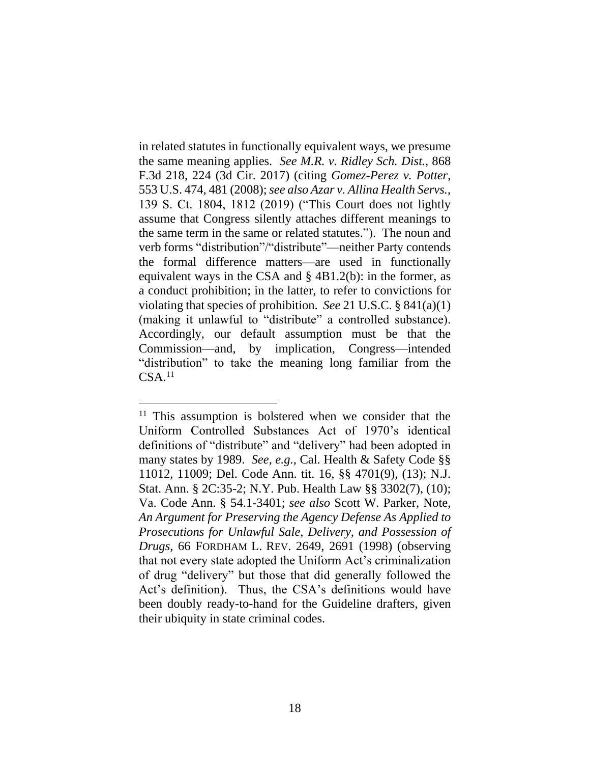in related statutes in functionally equivalent ways, we presume the same meaning applies. *See M.R. v. Ridley Sch. Dist.*, 868 F.3d 218, 224 (3d Cir. 2017) (citing *Gomez-Perez v. Potter*, 553 U.S. 474, 481 (2008); *see also Azar v. Allina Health Servs.*, 139 S. Ct. 1804, 1812 (2019) ("This Court does not lightly assume that Congress silently attaches different meanings to the same term in the same or related statutes."). The noun and verb forms "distribution"/"distribute"—neither Party contends the formal difference matters—are used in functionally equivalent ways in the CSA and § 4B1.2(b): in the former, as a conduct prohibition; in the latter, to refer to convictions for violating that species of prohibition. *See* 21 U.S.C. § 841(a)(1) (making it unlawful to "distribute" a controlled substance). Accordingly, our default assumption must be that the Commission—and, by implication, Congress—intended "distribution" to take the meaning long familiar from the CSA.[11]

---

[11] This assumption is bolstered when we consider that the Uniform Controlled Substances Act of 1970's identical definitions of "distribute" and "delivery" had been adopted in many states by 1989. *See, e.g.*, Cal. Health & Safety Code §§ 11012, 11009; Del. Code Ann. tit. 16, §§ 4701(9), (13); N.J. Stat. Ann. § 2C:35-2; N.Y. Pub. Health Law §§ 3302(7), (10); Va. Code Ann. § 54.1-3401; *see also* Scott W. Parker, Note, *An Argument for Preserving the Agency Defense As Applied to Prosecutions for Unlawful Sale, Delivery, and Possession of Drugs*, 66 FORDHAM L. REV. 2649, 2691 (1998) (observing that not every state adopted the Uniform Act's criminalization of drug "delivery" but those that did generally followed the Act's definition). Thus, the CSA's definitions would have been doubly ready-to-hand for the Guideline drafters, given their ubiquity in state criminal codes.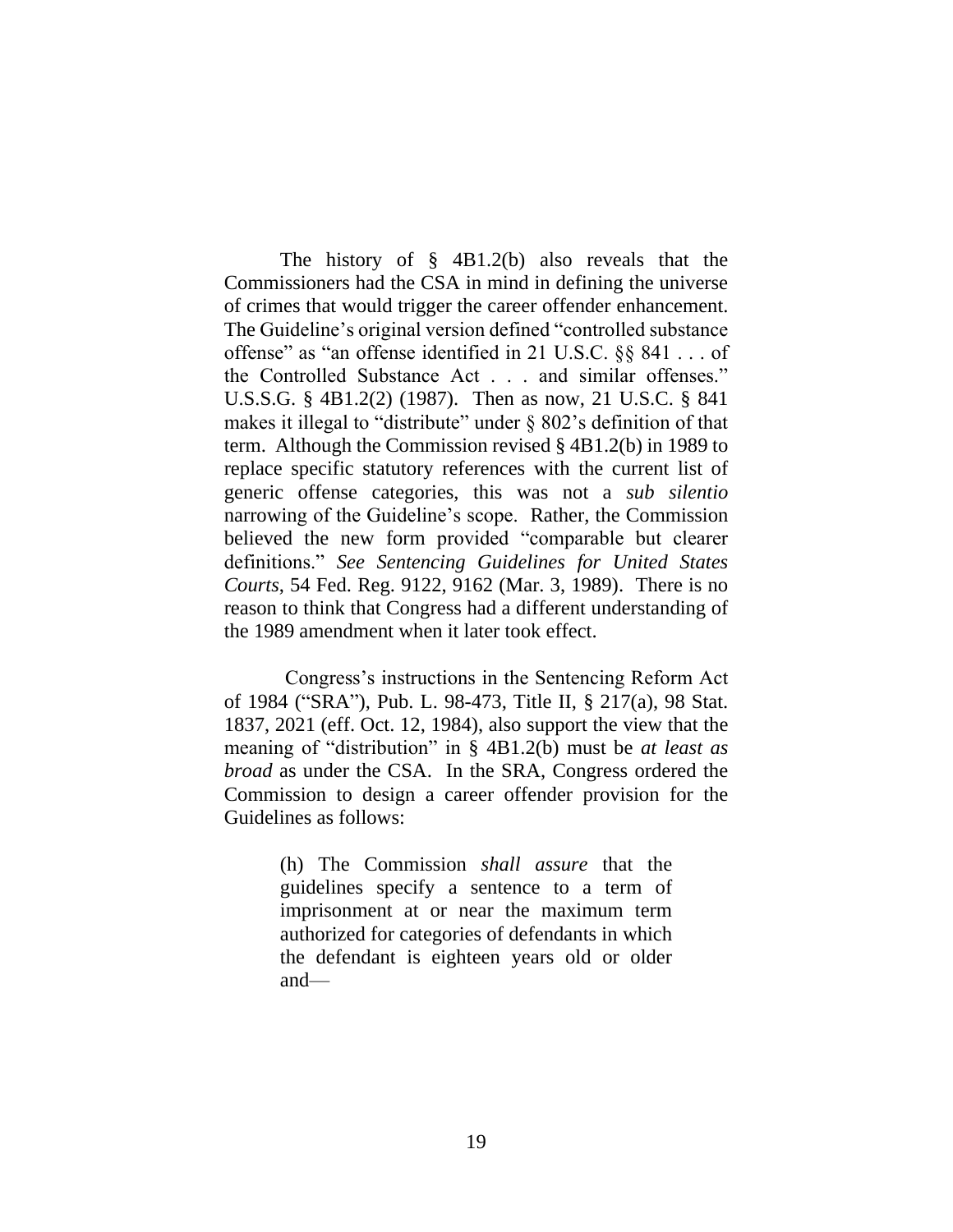The history of § 4B1.2(b) also reveals that the Commissioners had the CSA in mind in defining the universe of crimes that would trigger the career offender enhancement. The Guideline's original version defined "controlled substance offense" as "an offense identified in 21 U.S.C. §§ 841 . . . of the Controlled Substance Act . . . and similar offenses." U.S.S.G. § 4B1.2(2) (1987). Then as now, 21 U.S.C. § 841 makes it illegal to "distribute" under § 802's definition of that term. Although the Commission revised § 4B1.2(b) in 1989 to replace specific statutory references with the current list of generic offense categories, this was not a *sub silentio* narrowing of the Guideline's scope. Rather, the Commission believed the new form provided "comparable but clearer definitions." *See Sentencing Guidelines for United States Courts*, 54 Fed. Reg. 9122, 9162 (Mar. 3, 1989). There is no reason to think that Congress had a different understanding of the 1989 amendment when it later took effect.

Congress's instructions in the Sentencing Reform Act of 1984 ("SRA"), Pub. L. 98-473, Title II, § 217(a), 98 Stat. 1837, 2021 (eff. Oct. 12, 1984), also support the view that the meaning of "distribution" in § 4B1.2(b) must be *at least as broad* as under the CSA. In the SRA, Congress ordered the Commission to design a career offender provision for the Guidelines as follows:

> (h) The Commission *shall assure* that the guidelines specify a sentence to a term of imprisonment at or near the maximum term authorized for categories of defendants in which the defendant is eighteen years old or older and—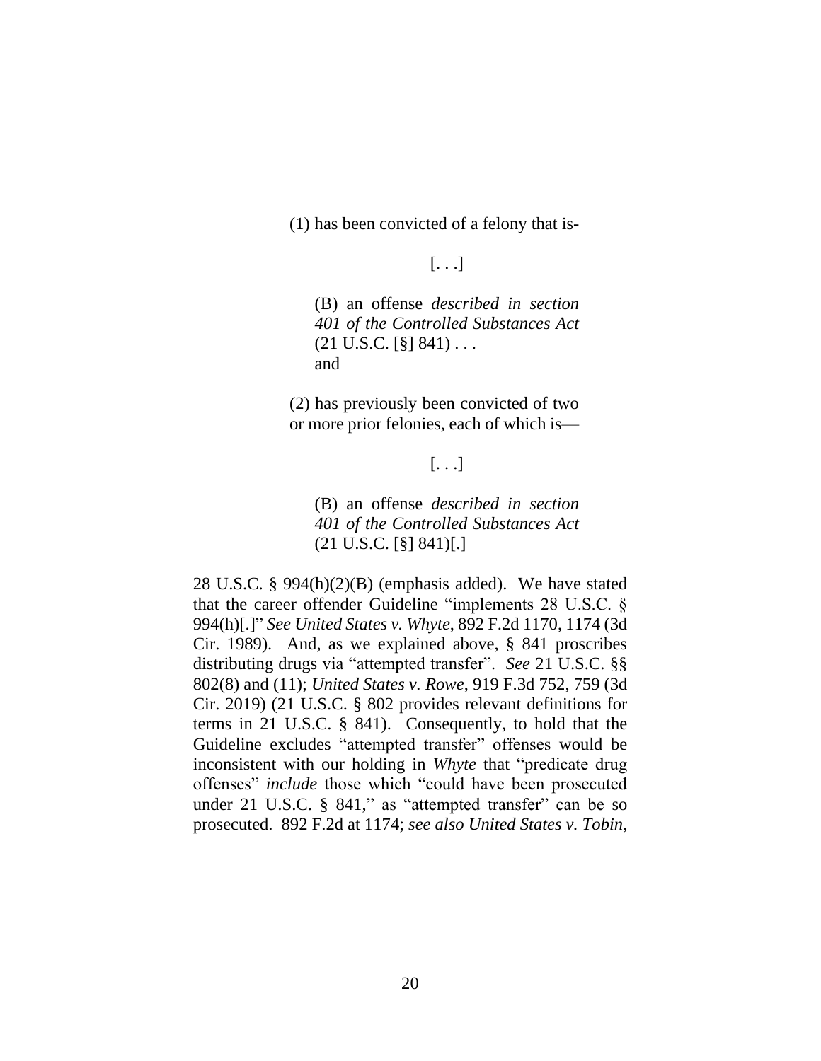> (1) has been convicted of a felony that is-
>
> [. . .]
>
> > (B) an offense *described in section 401 of the Controlled Substances Act* (21 U.S.C. [§] 841) . . . and
>
> (2) has previously been convicted of two or more prior felonies, each of which is—
>
> [. . .]
>
> > (B) an offense *described in section 401 of the Controlled Substances Act* (21 U.S.C. [§] 841)[.]

28 U.S.C. § 994(h)(2)(B) (emphasis added). We have stated that the career offender Guideline "implements 28 U.S.C. § 994(h)[.]" *See United States v. Whyte*, 892 F.2d 1170, 1174 (3d Cir. 1989). And, as we explained above, § 841 proscribes distributing drugs via "attempted transfer". *See* 21 U.S.C. §§ 802(8) and (11); *United States v. Rowe*, 919 F.3d 752, 759 (3d Cir. 2019) (21 U.S.C. § 802 provides relevant definitions for terms in 21 U.S.C. § 841). Consequently, to hold that the Guideline excludes "attempted transfer" offenses would be inconsistent with our holding in *Whyte* that "predicate drug offenses" *include* those which "could have been prosecuted under 21 U.S.C. § 841," as "attempted transfer" can be so prosecuted. 892 F.2d at 1174; *see also United States v. Tobin*,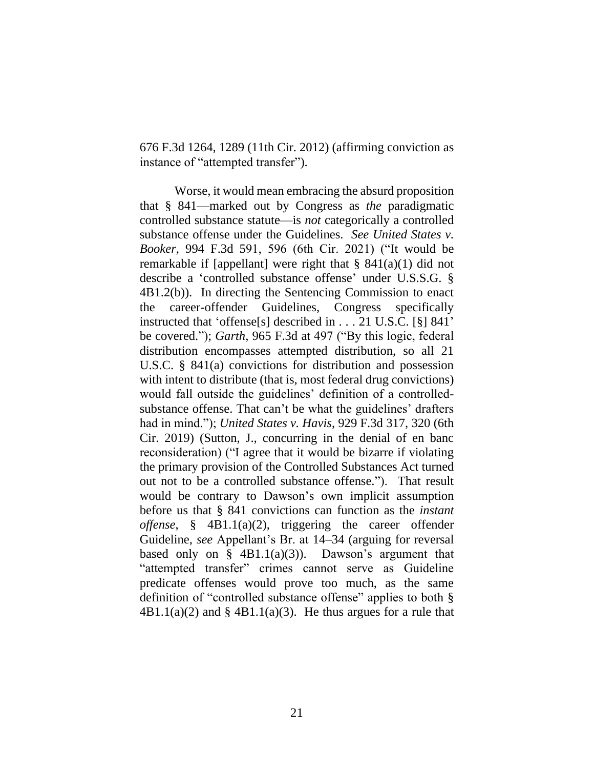676 F.3d 1264, 1289 (11th Cir. 2012) (affirming conviction as instance of "attempted transfer").

Worse, it would mean embracing the absurd proposition that § 841—marked out by Congress as *the* paradigmatic controlled substance statute—is *not* categorically a controlled substance offense under the Guidelines. *See United States v. Booker*, 994 F.3d 591, 596 (6th Cir. 2021) ("It would be remarkable if [appellant] were right that § 841(a)(1) did not describe a 'controlled substance offense' under U.S.S.G. § 4B1.2(b)). In directing the Sentencing Commission to enact the career-offender Guidelines, Congress specifically instructed that 'offense[s] described in . . . 21 U.S.C. [§] 841' be covered."); *Garth*, 965 F.3d at 497 ("By this logic, federal distribution encompasses attempted distribution, so all 21 U.S.C. § 841(a) convictions for distribution and possession with intent to distribute (that is, most federal drug convictions) would fall outside the guidelines' definition of a controlled-substance offense. That can't be what the guidelines' drafters had in mind."); *United States v. Havis*, 929 F.3d 317, 320 (6th Cir. 2019) (Sutton, J., concurring in the denial of en banc reconsideration) ("I agree that it would be bizarre if violating the primary provision of the Controlled Substances Act turned out not to be a controlled substance offense."). That result would be contrary to Dawson's own implicit assumption before us that § 841 convictions can function as the *instant offense*, § 4B1.1(a)(2), triggering the career offender Guideline, *see* Appellant's Br. at 14–34 (arguing for reversal based only on § 4B1.1(a)(3)). Dawson's argument that "attempted transfer" crimes cannot serve as Guideline predicate offenses would prove too much, as the same definition of "controlled substance offense" applies to both § 4B1.1(a)(2) and § 4B1.1(a)(3). He thus argues for a rule that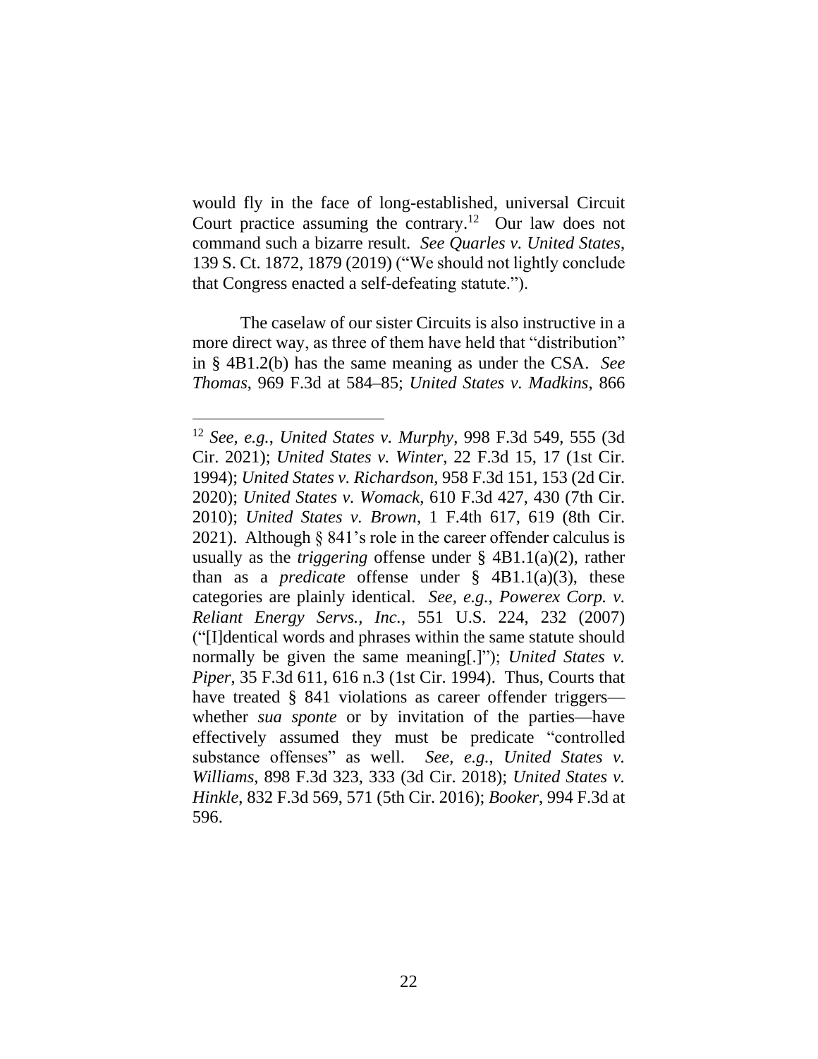would fly in the face of long-established, universal Circuit Court practice assuming the contrary.[12] Our law does not command such a bizarre result. *See Quarles v. United States*, 139 S. Ct. 1872, 1879 (2019) ("We should not lightly conclude that Congress enacted a self-defeating statute.").

The caselaw of our sister Circuits is also instructive in a more direct way, as three of them have held that "distribution" in § 4B1.2(b) has the same meaning as under the CSA. *See Thomas*, 969 F.3d at 584–85; *United States v. Madkins*, 866

---

[12] *See, e.g.*, *United States v. Murphy*, 998 F.3d 549, 555 (3d Cir. 2021); *United States v. Winter*, 22 F.3d 15, 17 (1st Cir. 1994); *United States v. Richardson*, 958 F.3d 151, 153 (2d Cir. 2020); *United States v. Womack*, 610 F.3d 427, 430 (7th Cir. 2010); *United States v. Brown*, 1 F.4th 617, 619 (8th Cir. 2021). Although § 841's role in the career offender calculus is usually as the *triggering* offense under § 4B1.1(a)(2), rather than as a *predicate* offense under § 4B1.1(a)(3), these categories are plainly identical. *See, e.g.*, *Powerex Corp. v. Reliant Energy Servs., Inc.*, 551 U.S. 224, 232 (2007) ("[I]dentical words and phrases within the same statute should normally be given the same meaning[.]"); *United States v. Piper*, 35 F.3d 611, 616 n.3 (1st Cir. 1994). Thus, Courts that have treated § 841 violations as career offender triggers—whether *sua sponte* or by invitation of the parties—have effectively assumed they must be predicate "controlled substance offenses" as well. *See, e.g.*, *United States v. Williams*, 898 F.3d 323, 333 (3d Cir. 2018); *United States v. Hinkle*, 832 F.3d 569, 571 (5th Cir. 2016); *Booker*, 994 F.3d at 596.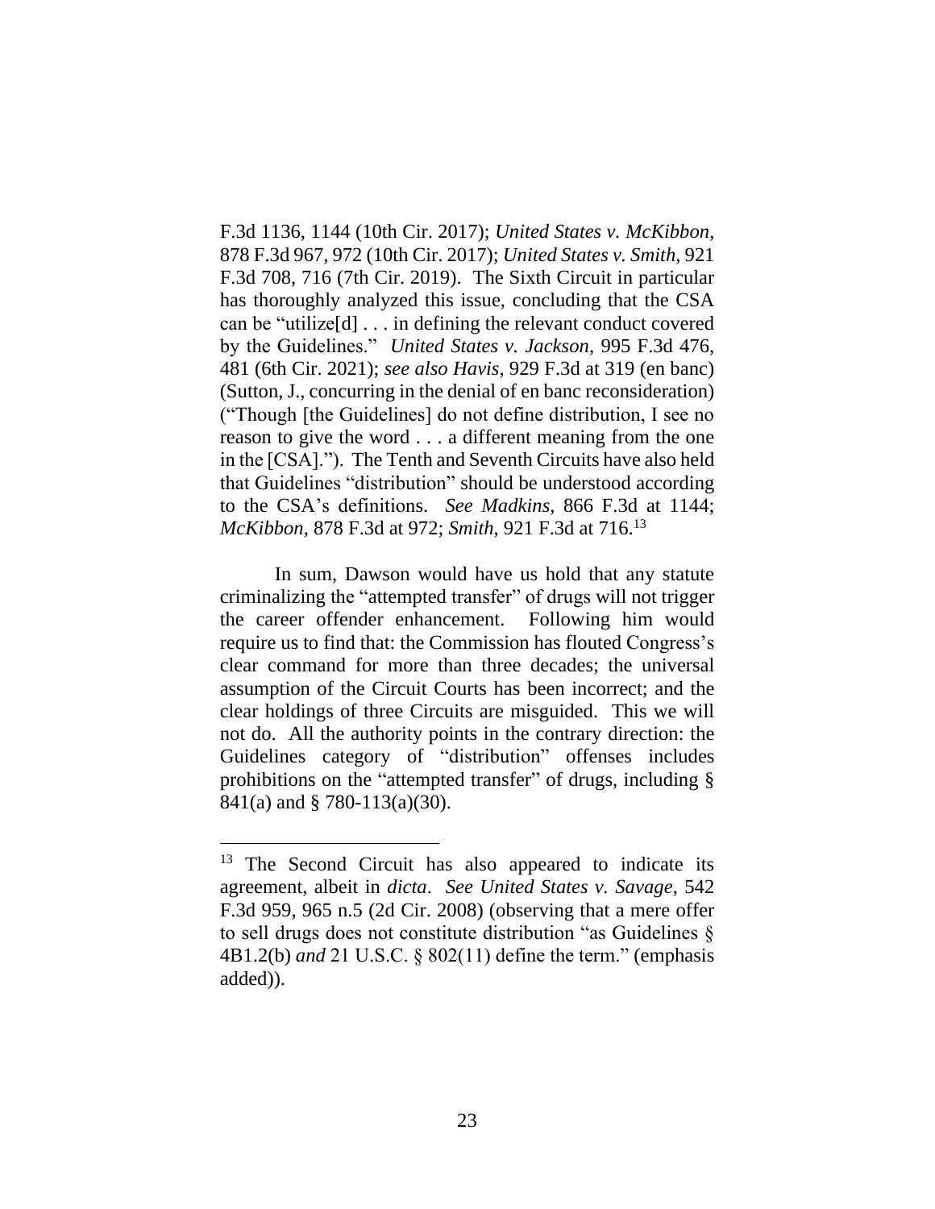F.3d 1136, 1144 (10th Cir. 2017); *United States v. McKibbon*, 878 F.3d 967, 972 (10th Cir. 2017); *United States v. Smith*, 921 F.3d 708, 716 (7th Cir. 2019). The Sixth Circuit in particular has thoroughly analyzed this issue, concluding that the CSA can be "utilize[d] . . . in defining the relevant conduct covered by the Guidelines." *United States v. Jackson*, 995 F.3d 476, 481 (6th Cir. 2021); *see also Havis*, 929 F.3d at 319 (en banc) (Sutton, J., concurring in the denial of en banc reconsideration) ("Though [the Guidelines] do not define distribution, I see no reason to give the word . . . a different meaning from the one in the [CSA]."). The Tenth and Seventh Circuits have also held that Guidelines "distribution" should be understood according to the CSA's definitions. *See Madkins*, 866 F.3d at 1144; *McKibbon*, 878 F.3d at 972; *Smith*, 921 F.3d at 716.[13]

In sum, Dawson would have us hold that any statute criminalizing the "attempted transfer" of drugs will not trigger the career offender enhancement. Following him would require us to find that: the Commission has flouted Congress's clear command for more than three decades; the universal assumption of the Circuit Courts has been incorrect; and the clear holdings of three Circuits are misguided. This we will not do. All the authority points in the contrary direction: the Guidelines category of "distribution" offenses includes prohibitions on the "attempted transfer" of drugs, including § 841(a) and § 780-113(a)(30).

---

[13] The Second Circuit has also appeared to indicate its agreement, albeit in *dicta*. *See United States v. Savage*, 542 F.3d 959, 965 n.5 (2d Cir. 2008) (observing that a mere offer to sell drugs does not constitute distribution "as Guidelines § 4B1.2(b) *and* 21 U.S.C. § 802(11) define the term." (emphasis added)).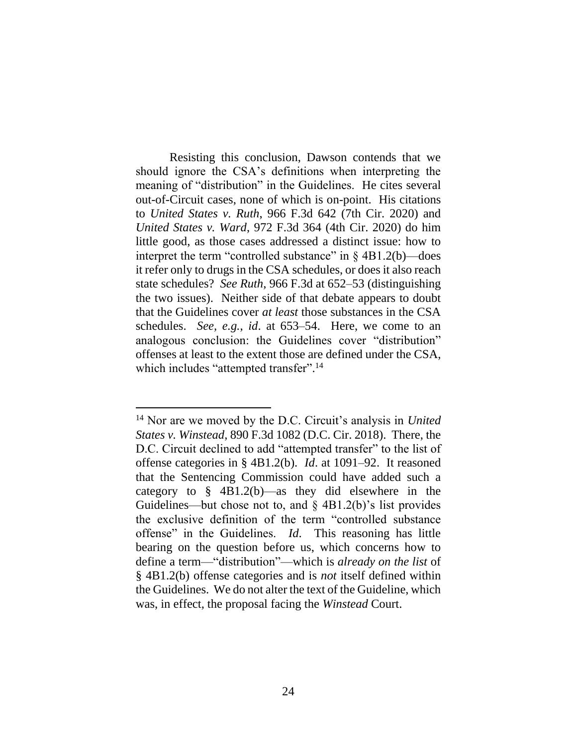Resisting this conclusion, Dawson contends that we should ignore the CSA's definitions when interpreting the meaning of "distribution" in the Guidelines. He cites several out-of-Circuit cases, none of which is on-point. His citations to *United States v. Ruth*, 966 F.3d 642 (7th Cir. 2020) and *United States v. Ward*, 972 F.3d 364 (4th Cir. 2020) do him little good, as those cases addressed a distinct issue: how to interpret the term "controlled substance" in § 4B1.2(b)—does it refer only to drugs in the CSA schedules, or does it also reach state schedules? *See Ruth*, 966 F.3d at 652–53 (distinguishing the two issues). Neither side of that debate appears to doubt that the Guidelines cover *at least* those substances in the CSA schedules. *See, e.g.*, *id*. at 653–54. Here, we come to an analogous conclusion: the Guidelines cover "distribution" offenses at least to the extent those are defined under the CSA, which includes "attempted transfer".[14]

[14] Nor are we moved by the D.C. Circuit's analysis in *United States v. Winstead*, 890 F.3d 1082 (D.C. Cir. 2018). There, the D.C. Circuit declined to add "attempted transfer" to the list of offense categories in § 4B1.2(b). *Id*. at 1091–92. It reasoned that the Sentencing Commission could have added such a category to § 4B1.2(b)—as they did elsewhere in the Guidelines—but chose not to, and § 4B1.2(b)'s list provides the exclusive definition of the term "controlled substance offense" in the Guidelines. *Id*. This reasoning has little bearing on the question before us, which concerns how to define a term—"distribution"—which is *already on the list* of § 4B1.2(b) offense categories and is *not* itself defined within the Guidelines. We do not alter the text of the Guideline, which was, in effect, the proposal facing the *Winstead* Court.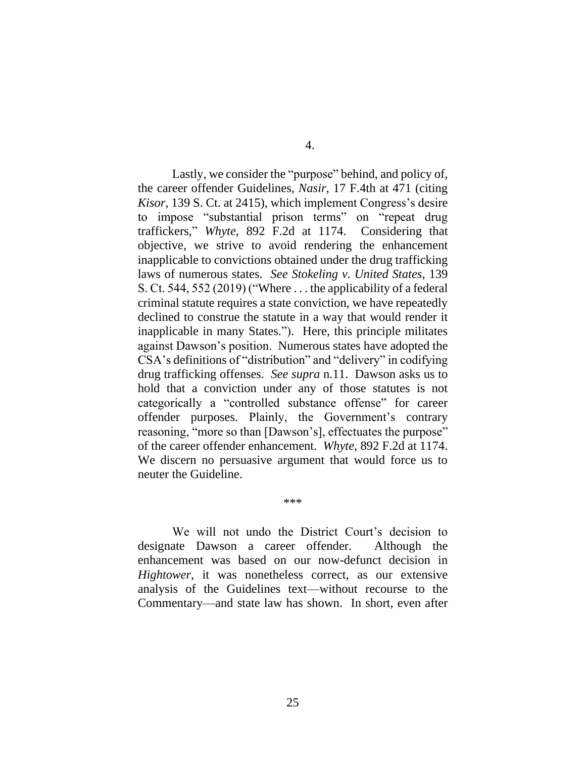4.

Lastly, we consider the "purpose" behind, and policy of, the career offender Guidelines, *Nasir*, 17 F.4th at 471 (citing *Kisor*, 139 S. Ct. at 2415), which implement Congress's desire to impose "substantial prison terms" on "repeat drug traffickers," *Whyte*, 892 F.2d at 1174. Considering that objective, we strive to avoid rendering the enhancement inapplicable to convictions obtained under the drug trafficking laws of numerous states. *See Stokeling v. United States*, 139 S. Ct. 544, 552 (2019) ("Where . . . the applicability of a federal criminal statute requires a state conviction, we have repeatedly declined to construe the statute in a way that would render it inapplicable in many States."). Here, this principle militates against Dawson's position. Numerous states have adopted the CSA's definitions of "distribution" and "delivery" in codifying drug trafficking offenses. *See supra* n.11. Dawson asks us to hold that a conviction under any of those statutes is not categorically a "controlled substance offense" for career offender purposes. Plainly, the Government's contrary reasoning, "more so than [Dawson's], effectuates the purpose" of the career offender enhancement. *Whyte*, 892 F.2d at 1174. We discern no persuasive argument that would force us to neuter the Guideline.

\*\*\*

We will not undo the District Court's decision to designate Dawson a career offender. Although the enhancement was based on our now-defunct decision in *Hightower*, it was nonetheless correct, as our extensive analysis of the Guidelines text—without recourse to the Commentary—and state law has shown. In short, even after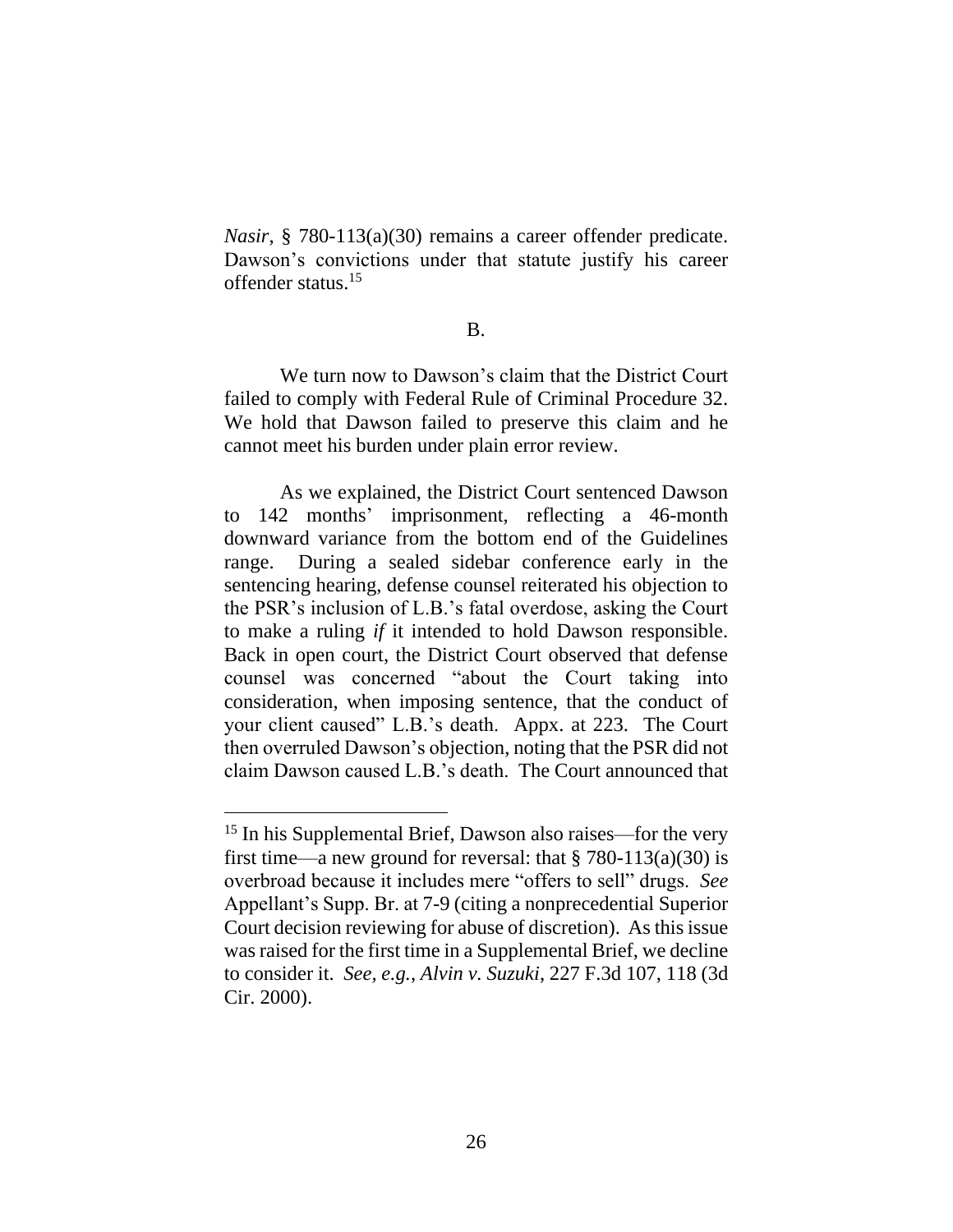*Nasir*, § 780-113(a)(30) remains a career offender predicate. Dawson's convictions under that statute justify his career offender status.[15]

B.

We turn now to Dawson's claim that the District Court failed to comply with Federal Rule of Criminal Procedure 32. We hold that Dawson failed to preserve this claim and he cannot meet his burden under plain error review.

As we explained, the District Court sentenced Dawson to 142 months' imprisonment, reflecting a 46-month downward variance from the bottom end of the Guidelines range. During a sealed sidebar conference early in the sentencing hearing, defense counsel reiterated his objection to the PSR's inclusion of L.B.'s fatal overdose, asking the Court to make a ruling *if* it intended to hold Dawson responsible. Back in open court, the District Court observed that defense counsel was concerned "about the Court taking into consideration, when imposing sentence, that the conduct of your client caused" L.B.'s death. Appx. at 223. The Court then overruled Dawson's objection, noting that the PSR did not claim Dawson caused L.B.'s death. The Court announced that

[15] In his Supplemental Brief, Dawson also raises—for the very first time—a new ground for reversal: that § 780-113(a)(30) is overbroad because it includes mere "offers to sell" drugs. *See* Appellant's Supp. Br. at 7-9 (citing a nonprecedential Superior Court decision reviewing for abuse of discretion). As this issue was raised for the first time in a Supplemental Brief, we decline to consider it. *See, e.g.*, *Alvin v. Suzuki*, 227 F.3d 107, 118 (3d Cir. 2000).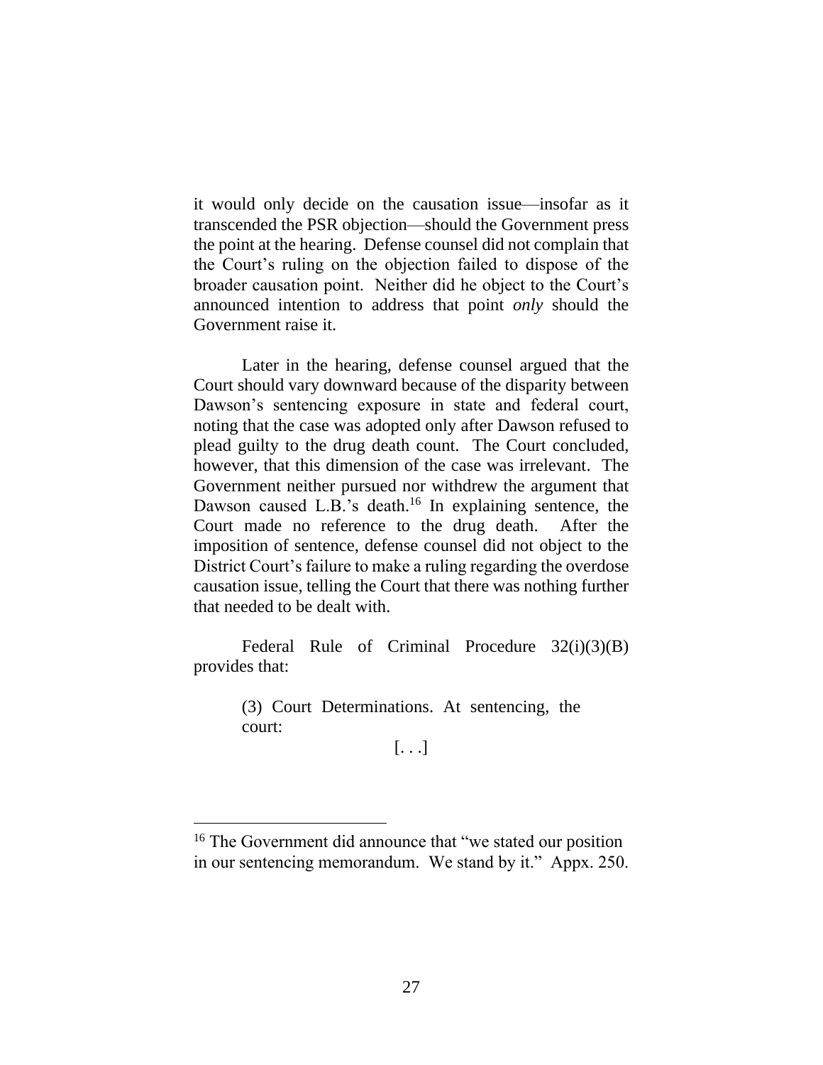it would only decide on the causation issue—insofar as it transcended the PSR objection—should the Government press the point at the hearing. Defense counsel did not complain that the Court's ruling on the objection failed to dispose of the broader causation point. Neither did he object to the Court's announced intention to address that point *only* should the Government raise it.

Later in the hearing, defense counsel argued that the Court should vary downward because of the disparity between Dawson's sentencing exposure in state and federal court, noting that the case was adopted only after Dawson refused to plead guilty to the drug death count. The Court concluded, however, that this dimension of the case was irrelevant. The Government neither pursued nor withdrew the argument that Dawson caused L.B.'s death.[16] In explaining sentence, the Court made no reference to the drug death. After the imposition of sentence, defense counsel did not object to the District Court's failure to make a ruling regarding the overdose causation issue, telling the Court that there was nothing further that needed to be dealt with.

Federal Rule of Criminal Procedure 32(i)(3)(B) provides that:

> (3) Court Determinations. At sentencing, the court:
>
> [. . .]

---

[16] The Government did announce that "we stated our position in our sentencing memorandum. We stand by it." Appx. 250.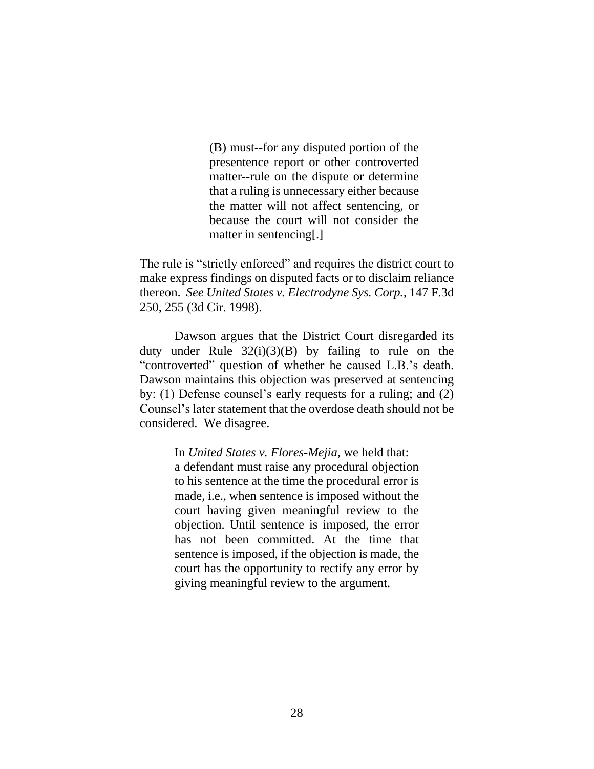> (B) must--for any disputed portion of the presentence report or other controverted matter--rule on the dispute or determine that a ruling is unnecessary either because the matter will not affect sentencing, or because the court will not consider the matter in sentencing[.]

The rule is "strictly enforced" and requires the district court to make express findings on disputed facts or to disclaim reliance thereon. *See United States v. Electrodyne Sys. Corp.*, 147 F.3d 250, 255 (3d Cir. 1998).

Dawson argues that the District Court disregarded its duty under Rule 32(i)(3)(B) by failing to rule on the "controverted" question of whether he caused L.B.'s death. Dawson maintains this objection was preserved at sentencing by: (1) Defense counsel's early requests for a ruling; and (2) Counsel's later statement that the overdose death should not be considered. We disagree.

> In *United States v. Flores-Mejia*, we held that:
> a defendant must raise any procedural objection to his sentence at the time the procedural error is made, i.e., when sentence is imposed without the court having given meaningful review to the objection. Until sentence is imposed, the error has not been committed. At the time that sentence is imposed, if the objection is made, the court has the opportunity to rectify any error by giving meaningful review to the argument.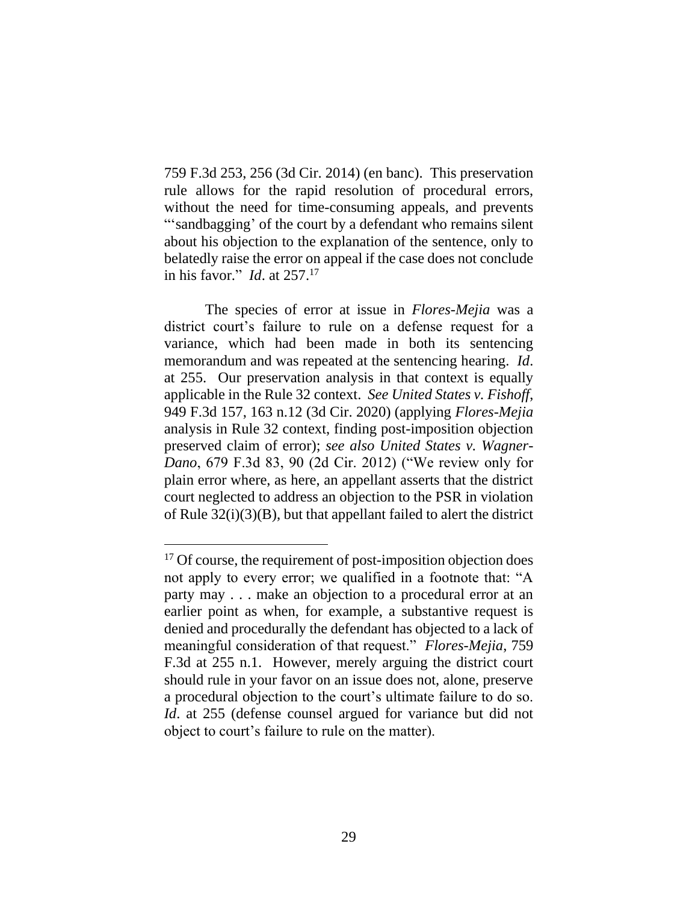759 F.3d 253, 256 (3d Cir. 2014) (en banc). This preservation rule allows for the rapid resolution of procedural errors, without the need for time-consuming appeals, and prevents "'sandbagging' of the court by a defendant who remains silent about his objection to the explanation of the sentence, only to belatedly raise the error on appeal if the case does not conclude in his favor." *Id*. at 257.[17]

The species of error at issue in *Flores-Mejia* was a district court's failure to rule on a defense request for a variance, which had been made in both its sentencing memorandum and was repeated at the sentencing hearing. *Id*. at 255. Our preservation analysis in that context is equally applicable in the Rule 32 context. *See United States v. Fishoff*, 949 F.3d 157, 163 n.12 (3d Cir. 2020) (applying *Flores-Mejia* analysis in Rule 32 context, finding post-imposition objection preserved claim of error); *see also United States v. Wagner-Dano*, 679 F.3d 83, 90 (2d Cir. 2012) ("We review only for plain error where, as here, an appellant asserts that the district court neglected to address an objection to the PSR in violation of Rule 32(i)(3)(B), but that appellant failed to alert the district

[17] Of course, the requirement of post-imposition objection does not apply to every error; we qualified in a footnote that: "A party may . . . make an objection to a procedural error at an earlier point as when, for example, a substantive request is denied and procedurally the defendant has objected to a lack of meaningful consideration of that request." *Flores-Mejia*, 759 F.3d at 255 n.1. However, merely arguing the district court should rule in your favor on an issue does not, alone, preserve a procedural objection to the court's ultimate failure to do so. *Id*. at 255 (defense counsel argued for variance but did not object to court's failure to rule on the matter).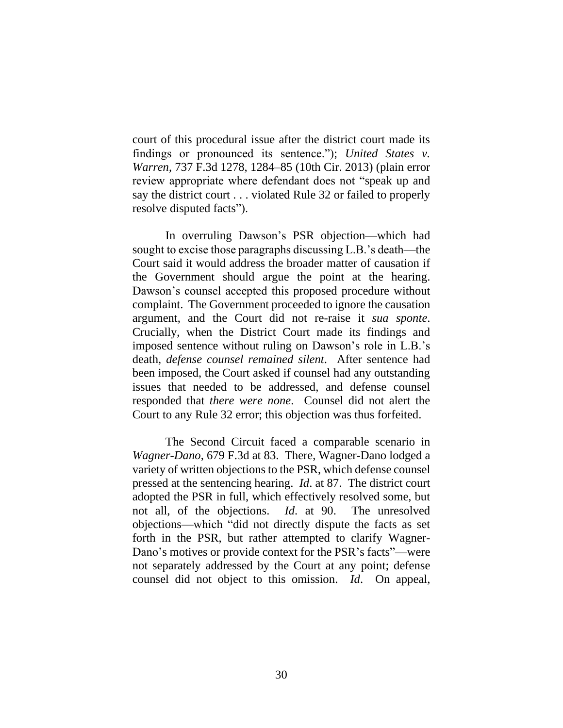court of this procedural issue after the district court made its findings or pronounced its sentence."); *United States v. Warren*, 737 F.3d 1278, 1284–85 (10th Cir. 2013) (plain error review appropriate where defendant does not "speak up and say the district court . . . violated Rule 32 or failed to properly resolve disputed facts").

In overruling Dawson's PSR objection—which had sought to excise those paragraphs discussing L.B.'s death—the Court said it would address the broader matter of causation if the Government should argue the point at the hearing. Dawson's counsel accepted this proposed procedure without complaint. The Government proceeded to ignore the causation argument, and the Court did not re-raise it *sua sponte*. Crucially, when the District Court made its findings and imposed sentence without ruling on Dawson's role in L.B.'s death, *defense counsel remained silent*. After sentence had been imposed, the Court asked if counsel had any outstanding issues that needed to be addressed, and defense counsel responded that *there were none*. Counsel did not alert the Court to any Rule 32 error; this objection was thus forfeited.

The Second Circuit faced a comparable scenario in *Wagner-Dano*, 679 F.3d at 83. There, Wagner-Dano lodged a variety of written objections to the PSR, which defense counsel pressed at the sentencing hearing. *Id*. at 87. The district court adopted the PSR in full, which effectively resolved some, but not all, of the objections. *Id*. at 90. The unresolved objections—which "did not directly dispute the facts as set forth in the PSR, but rather attempted to clarify Wagner-Dano's motives or provide context for the PSR's facts"—were not separately addressed by the Court at any point; defense counsel did not object to this omission. *Id*. On appeal,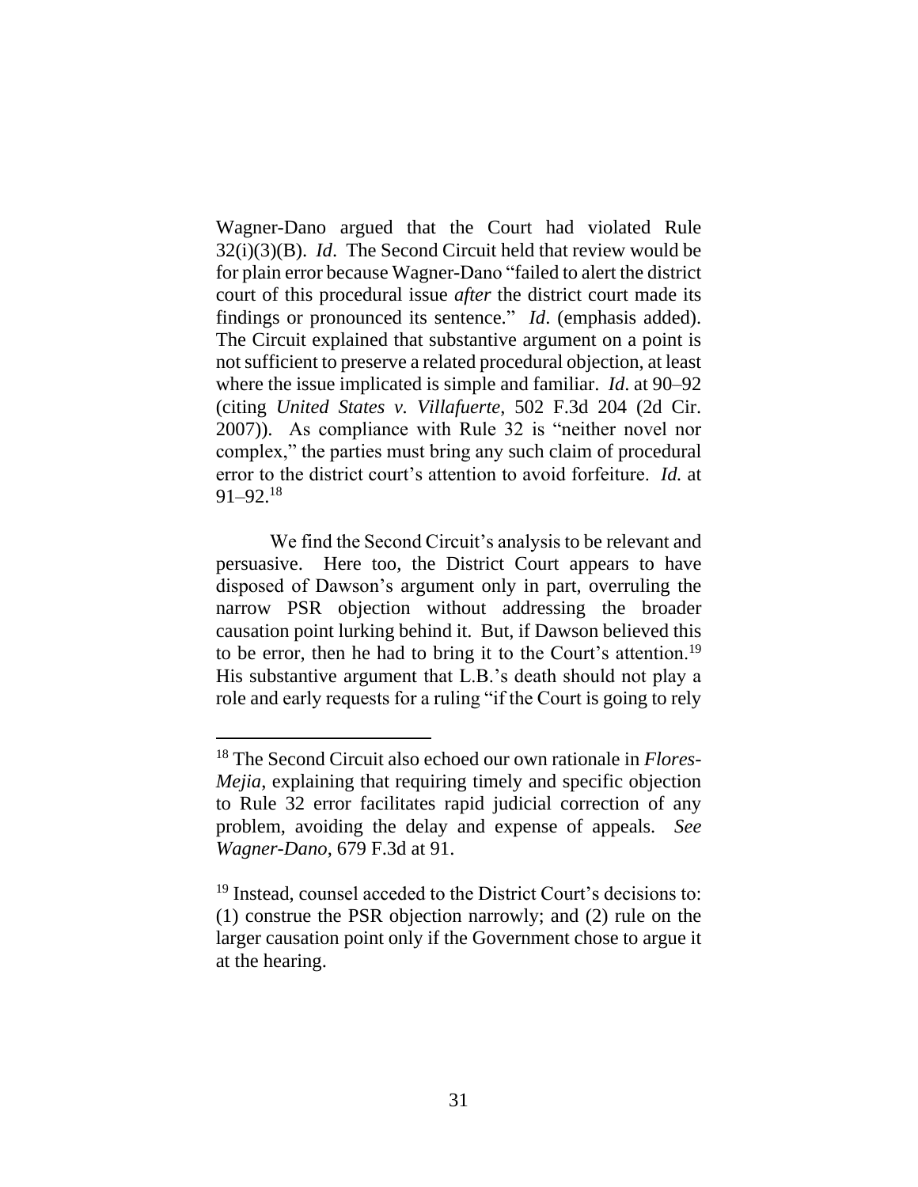Wagner-Dano argued that the Court had violated Rule 32(i)(3)(B). *Id*. The Second Circuit held that review would be for plain error because Wagner-Dano "failed to alert the district court of this procedural issue *after* the district court made its findings or pronounced its sentence." *Id*. (emphasis added). The Circuit explained that substantive argument on a point is not sufficient to preserve a related procedural objection, at least where the issue implicated is simple and familiar. *Id*. at 90–92 (citing *United States v. Villafuerte*, 502 F.3d 204 (2d Cir. 2007)). As compliance with Rule 32 is "neither novel nor complex," the parties must bring any such claim of procedural error to the district court's attention to avoid forfeiture. *Id.* at 91–92.[18]

We find the Second Circuit's analysis to be relevant and persuasive. Here too, the District Court appears to have disposed of Dawson's argument only in part, overruling the narrow PSR objection without addressing the broader causation point lurking behind it. But, if Dawson believed this to be error, then he had to bring it to the Court's attention.[19] His substantive argument that L.B.'s death should not play a role and early requests for a ruling "if the Court is going to rely

[18] The Second Circuit also echoed our own rationale in *Flores-Mejia*, explaining that requiring timely and specific objection to Rule 32 error facilitates rapid judicial correction of any problem, avoiding the delay and expense of appeals. *See Wagner-Dano*, 679 F.3d at 91.

[19] Instead, counsel acceded to the District Court's decisions to: (1) construe the PSR objection narrowly; and (2) rule on the larger causation point only if the Government chose to argue it at the hearing.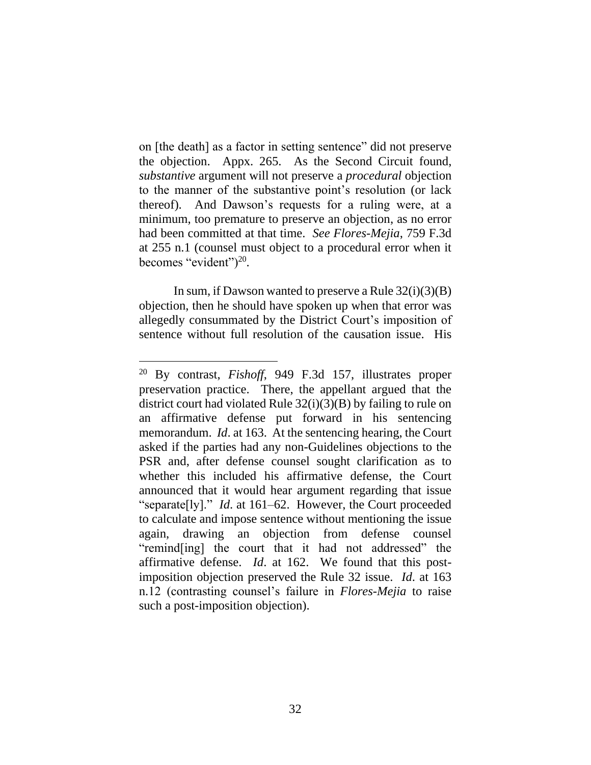on [the death] as a factor in setting sentence" did not preserve the objection. Appx. 265. As the Second Circuit found, *substantive* argument will not preserve a *procedural* objection to the manner of the substantive point's resolution (or lack thereof). And Dawson's requests for a ruling were, at a minimum, too premature to preserve an objection, as no error had been committed at that time. *See Flores-Mejia*, 759 F.3d at 255 n.1 (counsel must object to a procedural error when it becomes "evident")[20].

In sum, if Dawson wanted to preserve a Rule 32(i)(3)(B) objection, then he should have spoken up when that error was allegedly consummated by the District Court's imposition of sentence without full resolution of the causation issue. His

---

[20] By contrast, *Fishoff*, 949 F.3d 157, illustrates proper preservation practice. There, the appellant argued that the district court had violated Rule 32(i)(3)(B) by failing to rule on an affirmative defense put forward in his sentencing memorandum. *Id*. at 163. At the sentencing hearing, the Court asked if the parties had any non-Guidelines objections to the PSR and, after defense counsel sought clarification as to whether this included his affirmative defense, the Court announced that it would hear argument regarding that issue "separate[ly]." *Id*. at 161–62. However, the Court proceeded to calculate and impose sentence without mentioning the issue again, drawing an objection from defense counsel "remind[ing] the court that it had not addressed" the affirmative defense. *Id*. at 162. We found that this post-imposition objection preserved the Rule 32 issue. *Id*. at 163 n.12 (contrasting counsel's failure in *Flores-Mejia* to raise such a post-imposition objection).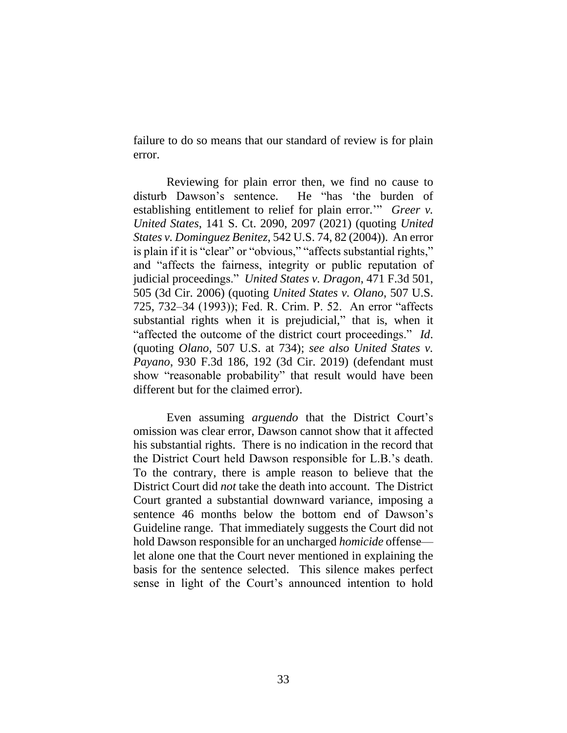failure to do so means that our standard of review is for plain error.

Reviewing for plain error then, we find no cause to disturb Dawson's sentence. He "has 'the burden of establishing entitlement to relief for plain error.'" *Greer v. United States*, 141 S. Ct. 2090, 2097 (2021) (quoting *United States v. Dominguez Benitez*, 542 U.S. 74, 82 (2004)). An error is plain if it is "clear" or "obvious," "affects substantial rights," and "affects the fairness, integrity or public reputation of judicial proceedings." *United States v. Dragon*, 471 F.3d 501, 505 (3d Cir. 2006) (quoting *United States v. Olano*, 507 U.S. 725, 732–34 (1993)); Fed. R. Crim. P. 52. An error "affects substantial rights when it is prejudicial," that is, when it "affected the outcome of the district court proceedings." *Id*. (quoting *Olano*, 507 U.S. at 734); *see also United States v. Payano*, 930 F.3d 186, 192 (3d Cir. 2019) (defendant must show "reasonable probability" that result would have been different but for the claimed error).

Even assuming *arguendo* that the District Court's omission was clear error, Dawson cannot show that it affected his substantial rights. There is no indication in the record that the District Court held Dawson responsible for L.B.'s death. To the contrary, there is ample reason to believe that the District Court did *not* take the death into account. The District Court granted a substantial downward variance, imposing a sentence 46 months below the bottom end of Dawson's Guideline range. That immediately suggests the Court did not hold Dawson responsible for an uncharged *homicide* offense—let alone one that the Court never mentioned in explaining the basis for the sentence selected. This silence makes perfect sense in light of the Court's announced intention to hold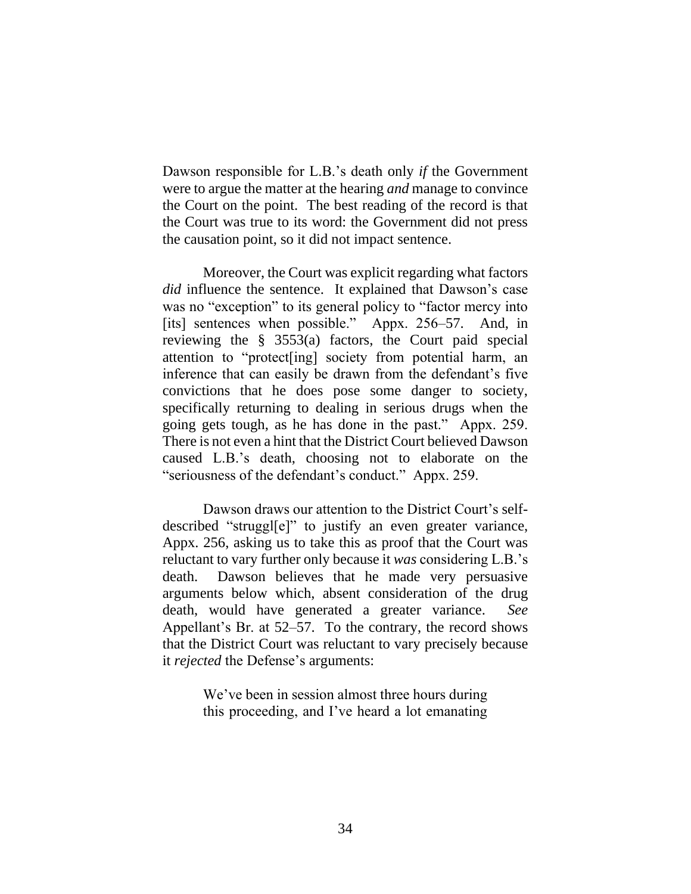Dawson responsible for L.B.'s death only *if* the Government were to argue the matter at the hearing *and* manage to convince the Court on the point. The best reading of the record is that the Court was true to its word: the Government did not press the causation point, so it did not impact sentence.

Moreover, the Court was explicit regarding what factors *did* influence the sentence. It explained that Dawson's case was no "exception" to its general policy to "factor mercy into [its] sentences when possible." Appx. 256–57. And, in reviewing the § 3553(a) factors, the Court paid special attention to "protect[ing] society from potential harm, an inference that can easily be drawn from the defendant's five convictions that he does pose some danger to society, specifically returning to dealing in serious drugs when the going gets tough, as he has done in the past." Appx. 259. There is not even a hint that the District Court believed Dawson caused L.B.'s death, choosing not to elaborate on the "seriousness of the defendant's conduct." Appx. 259.

Dawson draws our attention to the District Court's self-described "struggl[e]" to justify an even greater variance, Appx. 256, asking us to take this as proof that the Court was reluctant to vary further only because it *was* considering L.B.'s death. Dawson believes that he made very persuasive arguments below which, absent consideration of the drug death, would have generated a greater variance. *See* Appellant's Br. at 52–57. To the contrary, the record shows that the District Court was reluctant to vary precisely because it *rejected* the Defense's arguments:

> We've been in session almost three hours during this proceeding, and I've heard a lot emanating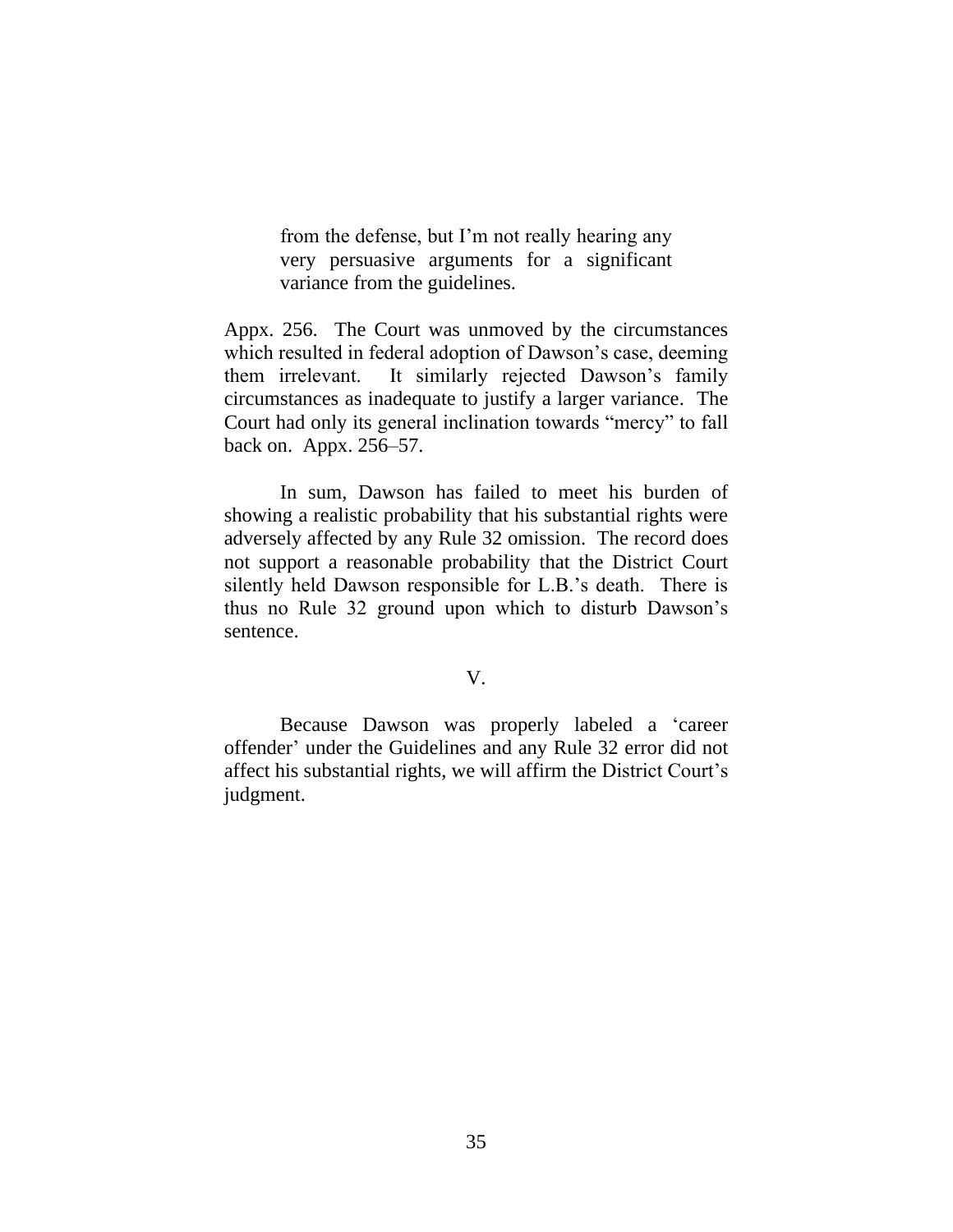> from the defense, but I'm not really hearing any very persuasive arguments for a significant variance from the guidelines.

Appx. 256. The Court was unmoved by the circumstances which resulted in federal adoption of Dawson's case, deeming them irrelevant. It similarly rejected Dawson's family circumstances as inadequate to justify a larger variance. The Court had only its general inclination towards "mercy" to fall back on. Appx. 256–57.

In sum, Dawson has failed to meet his burden of showing a realistic probability that his substantial rights were adversely affected by any Rule 32 omission. The record does not support a reasonable probability that the District Court silently held Dawson responsible for L.B.'s death. There is thus no Rule 32 ground upon which to disturb Dawson's sentence.

## V.

Because Dawson was properly labeled a 'career offender' under the Guidelines and any Rule 32 error did not affect his substantial rights, we will affirm the District Court's judgment.